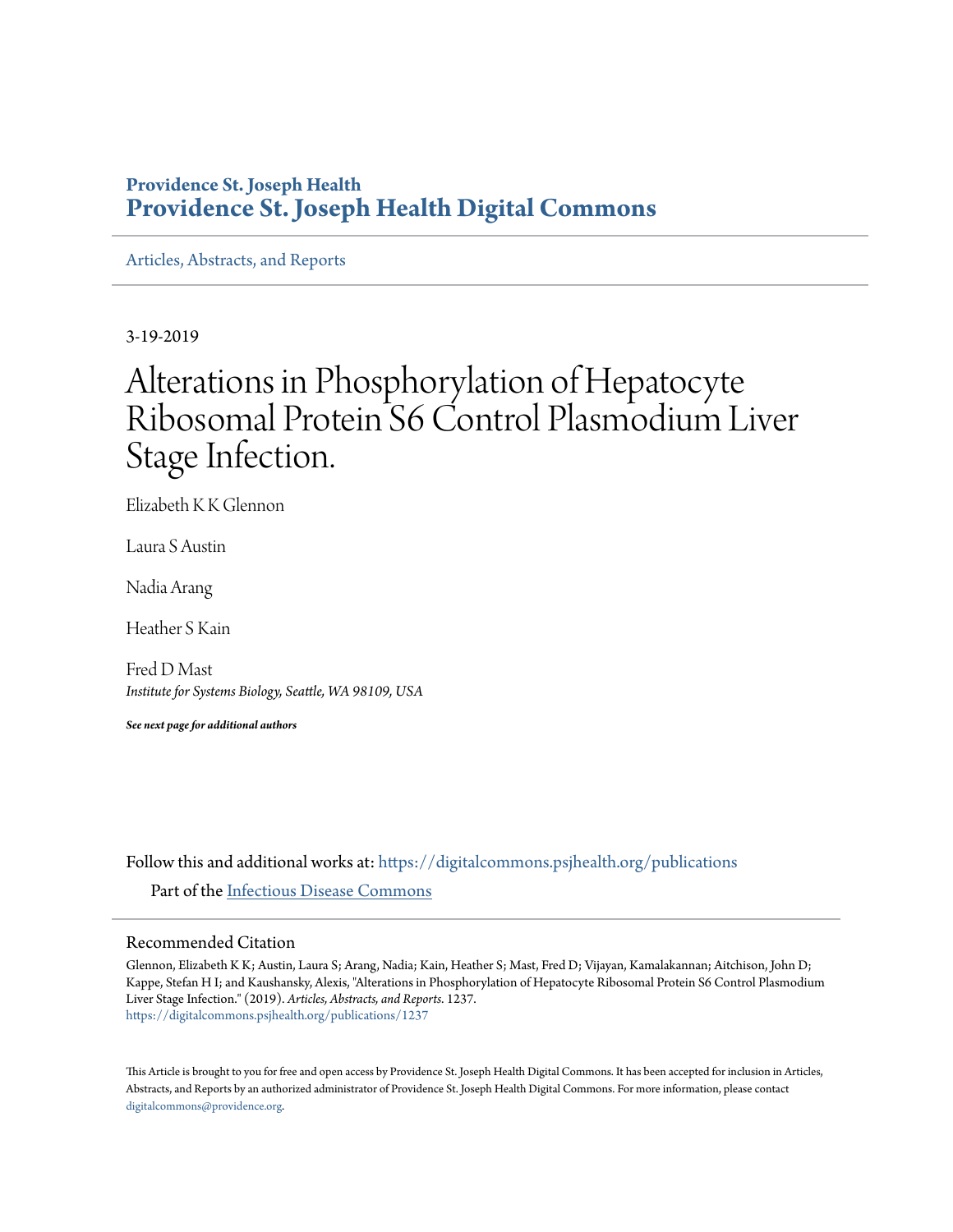Providence St. Joseph Health

**Providence St. Joseph Health Digital Commons**

Articles, Abstracts, and Reports

3-19-2019

# Alterations in Phosphorylation of Hepatocyte Ribosomal Protein S6 Control Plasmodium Liver Stage Infection.

Elizabeth K K Glennon

Laura S Austin

Nadia Arang

Heather S Kain

Fred D Mast
*Institute for Systems Biology, Seattle, WA 98109, USA*

***See next page for additional authors***

Follow this and additional works at: https://digitalcommons.psjhealth.org/publications

Part of the Infectious Disease Commons

## Recommended Citation

Glennon, Elizabeth K K; Austin, Laura S; Arang, Nadia; Kain, Heather S; Mast, Fred D; Vijayan, Kamalakannan; Aitchison, John D; Kappe, Stefan H I; and Kaushansky, Alexis, "Alterations in Phosphorylation of Hepatocyte Ribosomal Protein S6 Control Plasmodium Liver Stage Infection." (2019). *Articles, Abstracts, and Reports*. 1237.
https://digitalcommons.psjhealth.org/publications/1237

This Article is brought to you for free and open access by Providence St. Joseph Health Digital Commons. It has been accepted for inclusion in Articles, Abstracts, and Reports by an authorized administrator of Providence St. Joseph Health Digital Commons. For more information, please contact digitalcommons@providence.org.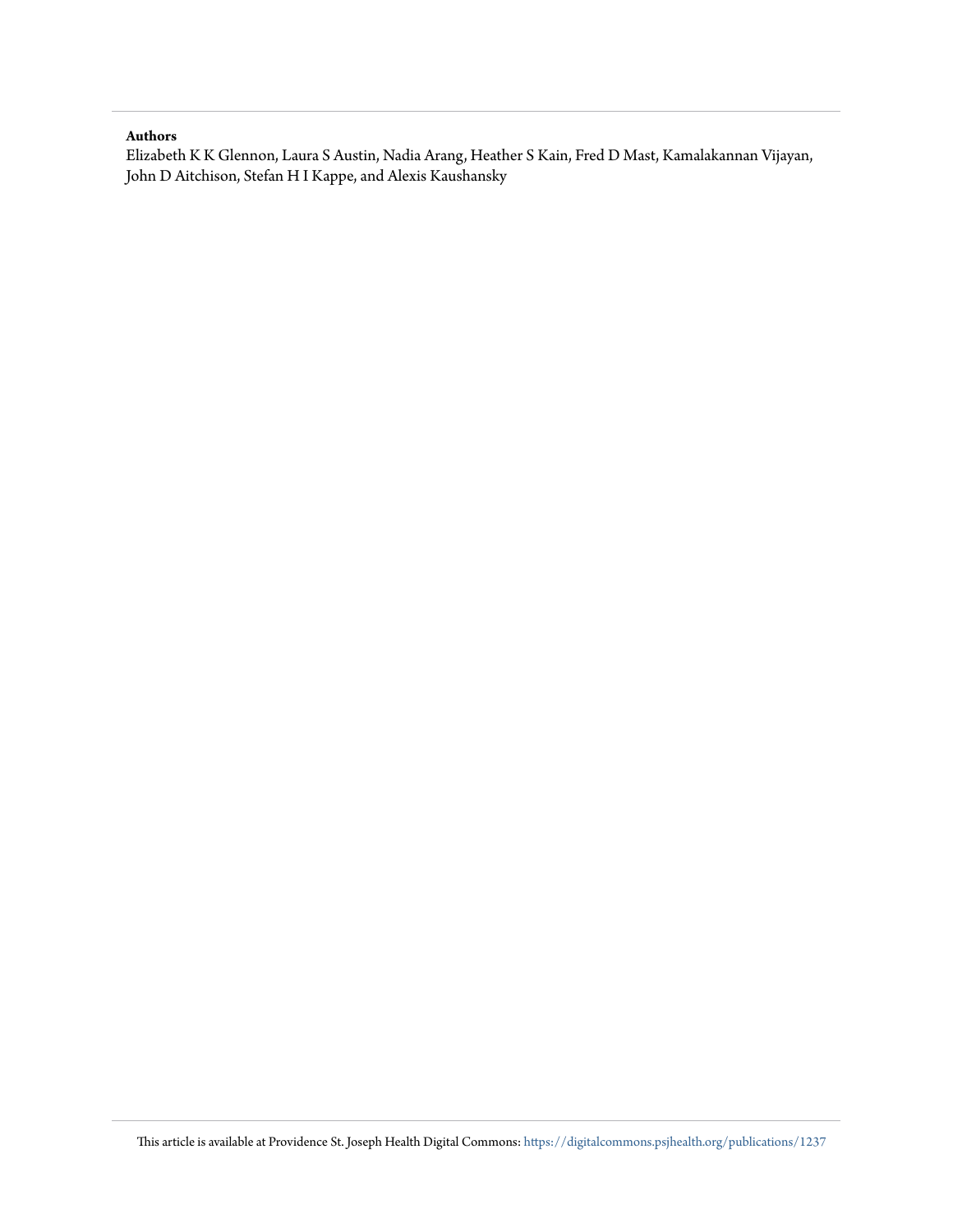**Authors**

Elizabeth K K Glennon, Laura S Austin, Nadia Arang, Heather S Kain, Fred D Mast, Kamalakannan Vijayan, John D Aitchison, Stefan H I Kappe, and Alexis Kaushansky

This article is available at Providence St. Joseph Health Digital Commons: https://digitalcommons.psjhealth.org/publications/1237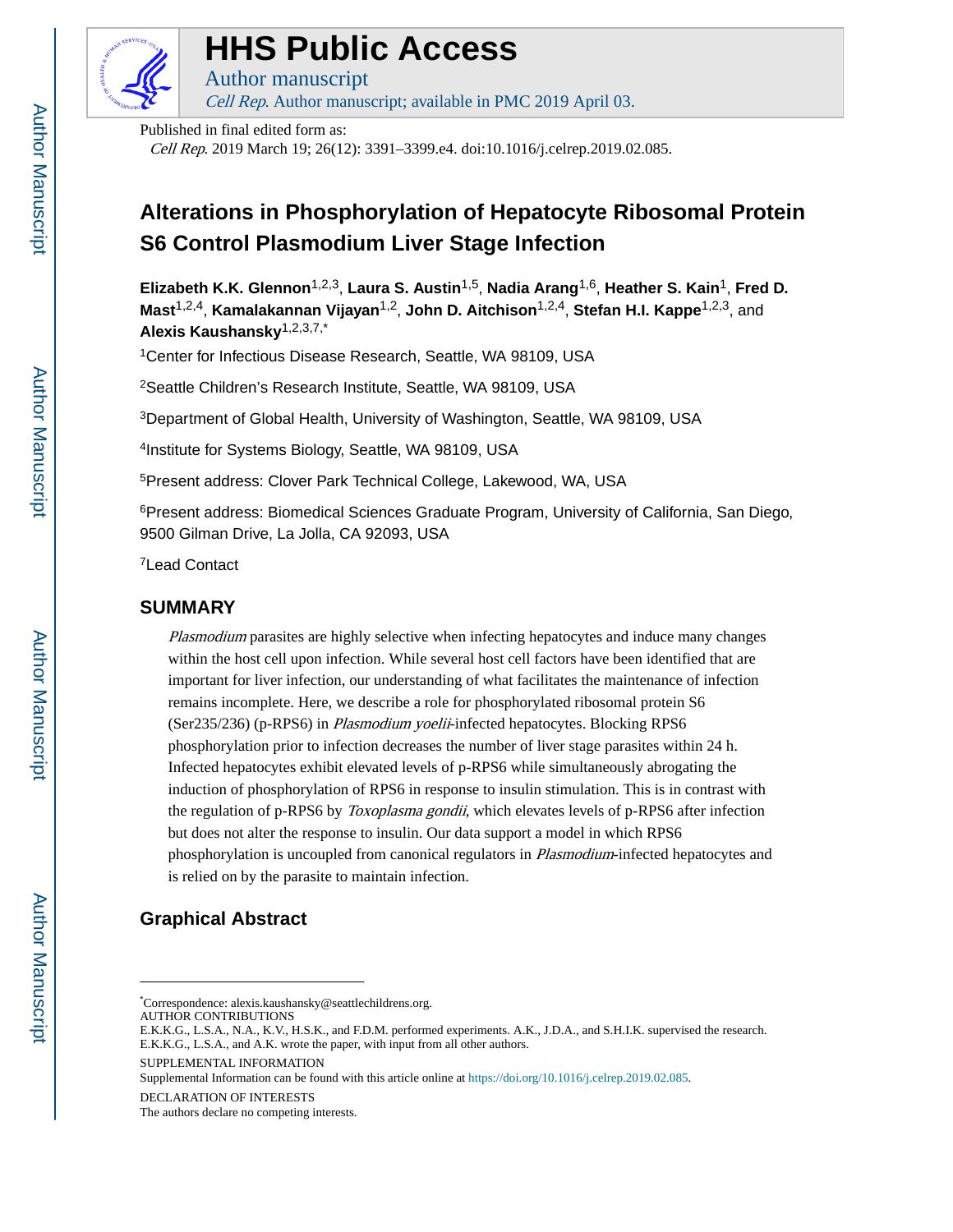# HHS Public Access

Author manuscript

*Cell Rep*. Author manuscript; available in PMC 2019 April 03.

Published in final edited form as:

*Cell Rep*. 2019 March 19; 26(12): 3391–3399.e4. doi:10.1016/j.celrep.2019.02.085.

# Alterations in Phosphorylation of Hepatocyte Ribosomal Protein S6 Control Plasmodium Liver Stage Infection

**Elizabeth K.K. Glennon**[1,2,3], **Laura S. Austin**[1,5], **Nadia Arang**[1,6], **Heather S. Kain**[1], **Fred D. Mast**[1,2,4], **Kamalakannan Vijayan**[1,2], **John D. Aitchison**[1,2,4], **Stefan H.I. Kappe**[1,2,3], and **Alexis Kaushansky**[1,2,3,7,*]

[1]Center for Infectious Disease Research, Seattle, WA 98109, USA

[2]Seattle Children's Research Institute, Seattle, WA 98109, USA

[3]Department of Global Health, University of Washington, Seattle, WA 98109, USA

[4]Institute for Systems Biology, Seattle, WA 98109, USA

[5]Present address: Clover Park Technical College, Lakewood, WA, USA

[6]Present address: Biomedical Sciences Graduate Program, University of California, San Diego, 9500 Gilman Drive, La Jolla, CA 92093, USA

[7]Lead Contact

## SUMMARY

*Plasmodium* parasites are highly selective when infecting hepatocytes and induce many changes within the host cell upon infection. While several host cell factors have been identified that are important for liver infection, our understanding of what facilitates the maintenance of infection remains incomplete. Here, we describe a role for phosphorylated ribosomal protein S6 (Ser235/236) (p-RPS6) in *Plasmodium yoelii*-infected hepatocytes. Blocking RPS6 phosphorylation prior to infection decreases the number of liver stage parasites within 24 h. Infected hepatocytes exhibit elevated levels of p-RPS6 while simultaneously abrogating the induction of phosphorylation of RPS6 in response to insulin stimulation. This is in contrast with the regulation of p-RPS6 by *Toxoplasma gondii*, which elevates levels of p-RPS6 after infection but does not alter the response to insulin. Our data support a model in which RPS6 phosphorylation is uncoupled from canonical regulators in *Plasmodium*-infected hepatocytes and is relied on by the parasite to maintain infection.

## Graphical Abstract

---

*Correspondence: alexis.kaushansky@seattlechildrens.org.

AUTHOR CONTRIBUTIONS

E.K.K.G., L.S.A., N.A., K.V., H.S.K., and F.D.M. performed experiments. A.K., J.D.A., and S.H.I.K. supervised the research. E.K.K.G., L.S.A., and A.K. wrote the paper, with input from all other authors.

SUPPLEMENTAL INFORMATION

Supplemental Information can be found with this article online at https://doi.org/10.1016/j.celrep.2019.02.085.

DECLARATION OF INTERESTS

The authors declare no competing interests.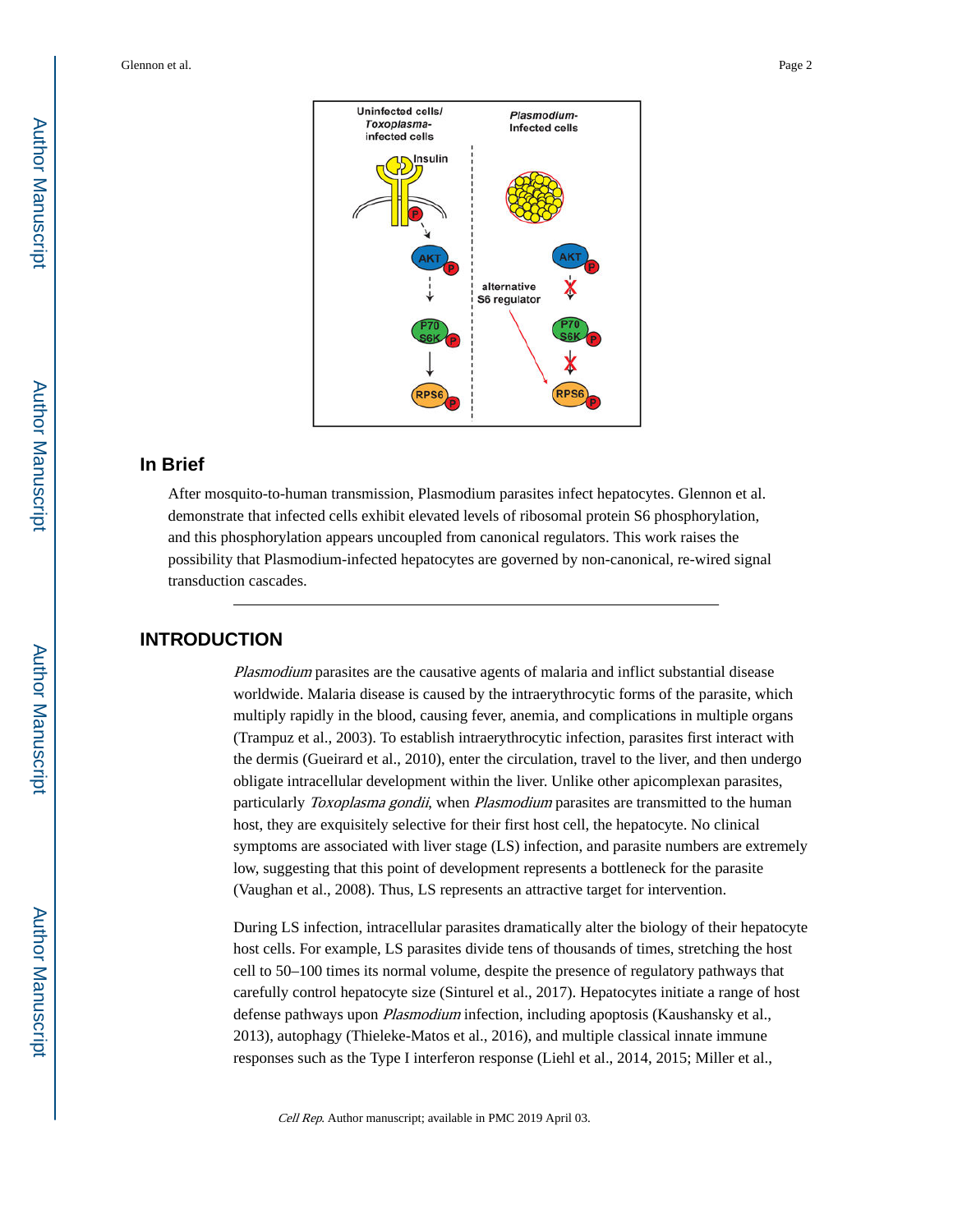## In Brief

After mosquito-to-human transmission, Plasmodium parasites infect hepatocytes. Glennon et al. demonstrate that infected cells exhibit elevated levels of ribosomal protein S6 phosphorylation, and this phosphorylation appears uncoupled from canonical regulators. This work raises the possibility that Plasmodium-infected hepatocytes are governed by non-canonical, re-wired signal transduction cascades.

## INTRODUCTION

*Plasmodium* parasites are the causative agents of malaria and inflict substantial disease worldwide. Malaria disease is caused by the intraerythrocytic forms of the parasite, which multiply rapidly in the blood, causing fever, anemia, and complications in multiple organs (Trampuz et al., 2003). To establish intraerythrocytic infection, parasites first interact with the dermis (Gueirard et al., 2010), enter the circulation, travel to the liver, and then undergo obligate intracellular development within the liver. Unlike other apicomplexan parasites, particularly *Toxoplasma gondii*, when *Plasmodium* parasites are transmitted to the human host, they are exquisitely selective for their first host cell, the hepatocyte. No clinical symptoms are associated with liver stage (LS) infection, and parasite numbers are extremely low, suggesting that this point of development represents a bottleneck for the parasite (Vaughan et al., 2008). Thus, LS represents an attractive target for intervention.

During LS infection, intracellular parasites dramatically alter the biology of their hepatocyte host cells. For example, LS parasites divide tens of thousands of times, stretching the host cell to 50–100 times its normal volume, despite the presence of regulatory pathways that carefully control hepatocyte size (Sinturel et al., 2017). Hepatocytes initiate a range of host defense pathways upon *Plasmodium* infection, including apoptosis (Kaushansky et al., 2013), autophagy (Thieleke-Matos et al., 2016), and multiple classical innate immune responses such as the Type I interferon response (Liehl et al., 2014, 2015; Miller et al.,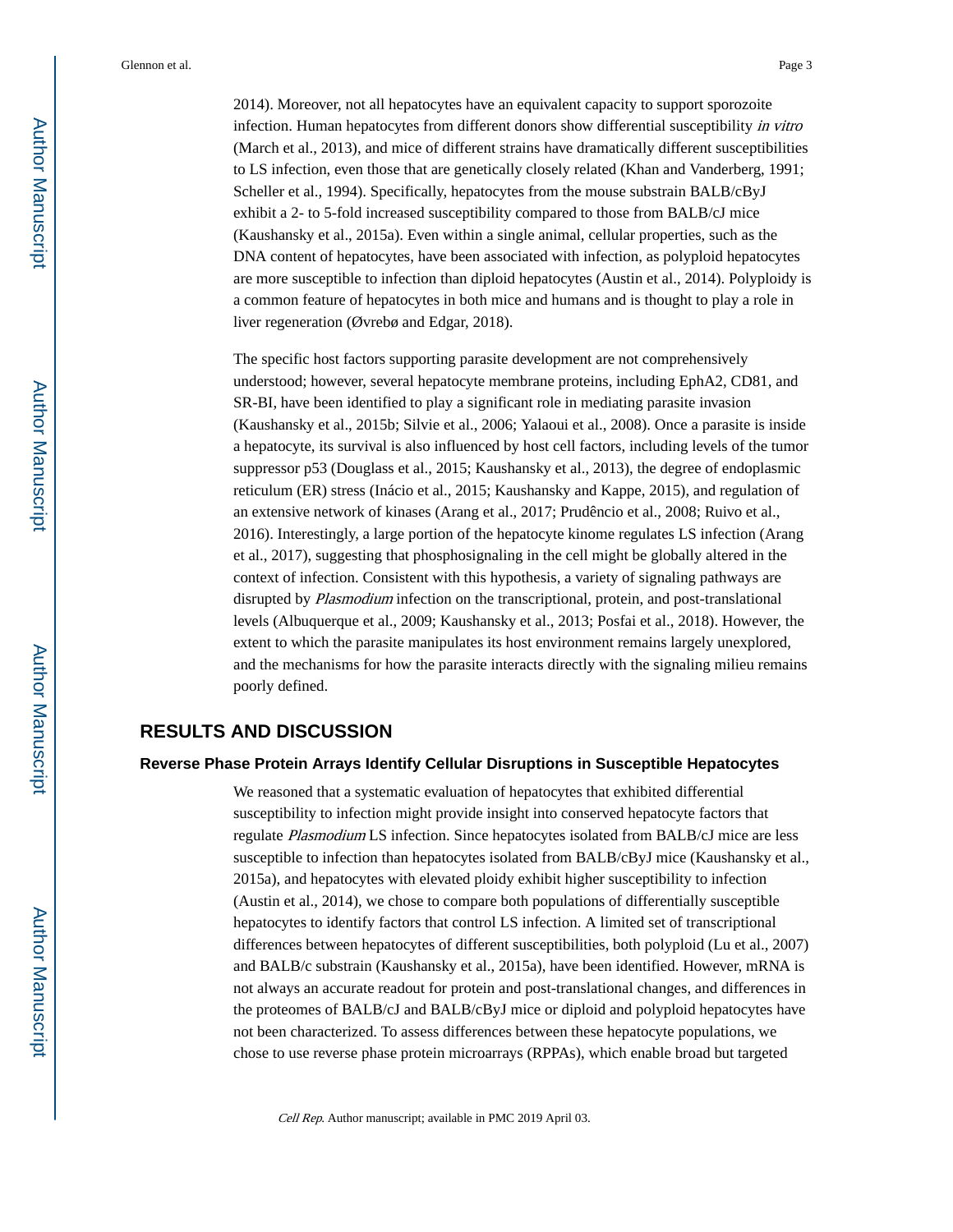2014). Moreover, not all hepatocytes have an equivalent capacity to support sporozoite infection. Human hepatocytes from different donors show differential susceptibility *in vitro* (March et al., 2013), and mice of different strains have dramatically different susceptibilities to LS infection, even those that are genetically closely related (Khan and Vanderberg, 1991; Scheller et al., 1994). Specifically, hepatocytes from the mouse substrain BALB/cByJ exhibit a 2- to 5-fold increased susceptibility compared to those from BALB/cJ mice (Kaushansky et al., 2015a). Even within a single animal, cellular properties, such as the DNA content of hepatocytes, have been associated with infection, as polyploid hepatocytes are more susceptible to infection than diploid hepatocytes (Austin et al., 2014). Polyploidy is a common feature of hepatocytes in both mice and humans and is thought to play a role in liver regeneration (Øvrebø and Edgar, 2018).

The specific host factors supporting parasite development are not comprehensively understood; however, several hepatocyte membrane proteins, including EphA2, CD81, and SR-BI, have been identified to play a significant role in mediating parasite invasion (Kaushansky et al., 2015b; Silvie et al., 2006; Yalaoui et al., 2008). Once a parasite is inside a hepatocyte, its survival is also influenced by host cell factors, including levels of the tumor suppressor p53 (Douglass et al., 2015; Kaushansky et al., 2013), the degree of endoplasmic reticulum (ER) stress (Inácio et al., 2015; Kaushansky and Kappe, 2015), and regulation of an extensive network of kinases (Arang et al., 2017; Prudêncio et al., 2008; Ruivo et al., 2016). Interestingly, a large portion of the hepatocyte kinome regulates LS infection (Arang et al., 2017), suggesting that phosphosignaling in the cell might be globally altered in the context of infection. Consistent with this hypothesis, a variety of signaling pathways are disrupted by *Plasmodium* infection on the transcriptional, protein, and post-translational levels (Albuquerque et al., 2009; Kaushansky et al., 2013; Posfai et al., 2018). However, the extent to which the parasite manipulates its host environment remains largely unexplored, and the mechanisms for how the parasite interacts directly with the signaling milieu remains poorly defined.

## RESULTS AND DISCUSSION

### Reverse Phase Protein Arrays Identify Cellular Disruptions in Susceptible Hepatocytes

We reasoned that a systematic evaluation of hepatocytes that exhibited differential susceptibility to infection might provide insight into conserved hepatocyte factors that regulate *Plasmodium* LS infection. Since hepatocytes isolated from BALB/cJ mice are less susceptible to infection than hepatocytes isolated from BALB/cByJ mice (Kaushansky et al., 2015a), and hepatocytes with elevated ploidy exhibit higher susceptibility to infection (Austin et al., 2014), we chose to compare both populations of differentially susceptible hepatocytes to identify factors that control LS infection. A limited set of transcriptional differences between hepatocytes of different susceptibilities, both polyploid (Lu et al., 2007) and BALB/c substrain (Kaushansky et al., 2015a), have been identified. However, mRNA is not always an accurate readout for protein and post-translational changes, and differences in the proteomes of BALB/cJ and BALB/cByJ mice or diploid and polyploid hepatocytes have not been characterized. To assess differences between these hepatocyte populations, we chose to use reverse phase protein microarrays (RPPAs), which enable broad but targeted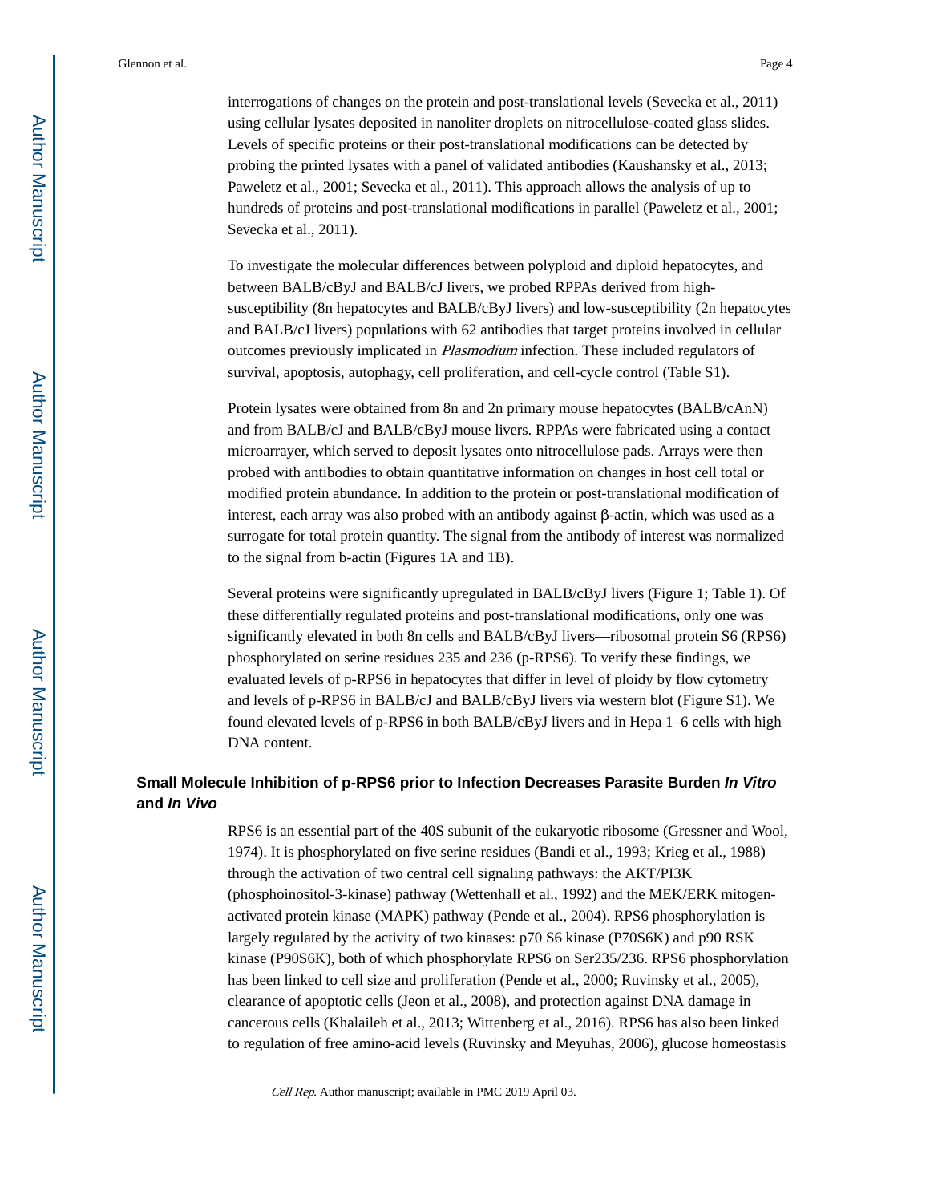interrogations of changes on the protein and post-translational levels (Sevecka et al., 2011) using cellular lysates deposited in nanoliter droplets on nitrocellulose-coated glass slides. Levels of specific proteins or their post-translational modifications can be detected by probing the printed lysates with a panel of validated antibodies (Kaushansky et al., 2013; Paweletz et al., 2001; Sevecka et al., 2011). This approach allows the analysis of up to hundreds of proteins and post-translational modifications in parallel (Paweletz et al., 2001; Sevecka et al., 2011).

To investigate the molecular differences between polyploid and diploid hepatocytes, and between BALB/cByJ and BALB/cJ livers, we probed RPPAs derived from high-susceptibility (8n hepatocytes and BALB/cByJ livers) and low-susceptibility (2n hepatocytes and BALB/cJ livers) populations with 62 antibodies that target proteins involved in cellular outcomes previously implicated in *Plasmodium* infection. These included regulators of survival, apoptosis, autophagy, cell proliferation, and cell-cycle control (Table S1).

Protein lysates were obtained from 8n and 2n primary mouse hepatocytes (BALB/cAnN) and from BALB/cJ and BALB/cByJ mouse livers. RPPAs were fabricated using a contact microarrayer, which served to deposit lysates onto nitrocellulose pads. Arrays were then probed with antibodies to obtain quantitative information on changes in host cell total or modified protein abundance. In addition to the protein or post-translational modification of interest, each array was also probed with an antibody against β-actin, which was used as a surrogate for total protein quantity. The signal from the antibody of interest was normalized to the signal from b-actin (Figures 1A and 1B).

Several proteins were significantly upregulated in BALB/cByJ livers (Figure 1; Table 1). Of these differentially regulated proteins and post-translational modifications, only one was significantly elevated in both 8n cells and BALB/cByJ livers—ribosomal protein S6 (RPS6) phosphorylated on serine residues 235 and 236 (p-RPS6). To verify these findings, we evaluated levels of p-RPS6 in hepatocytes that differ in level of ploidy by flow cytometry and levels of p-RPS6 in BALB/cJ and BALB/cByJ livers via western blot (Figure S1). We found elevated levels of p-RPS6 in both BALB/cByJ livers and in Hepa 1–6 cells with high DNA content.

## Small Molecule Inhibition of p-RPS6 prior to Infection Decreases Parasite Burden *In Vitro* and *In Vivo*

RPS6 is an essential part of the 40S subunit of the eukaryotic ribosome (Gressner and Wool, 1974). It is phosphorylated on five serine residues (Bandi et al., 1993; Krieg et al., 1988) through the activation of two central cell signaling pathways: the AKT/PI3K (phosphoinositol-3-kinase) pathway (Wettenhall et al., 1992) and the MEK/ERK mitogen-activated protein kinase (MAPK) pathway (Pende et al., 2004). RPS6 phosphorylation is largely regulated by the activity of two kinases: p70 S6 kinase (P70S6K) and p90 RSK kinase (P90S6K), both of which phosphorylate RPS6 on Ser235/236. RPS6 phosphorylation has been linked to cell size and proliferation (Pende et al., 2000; Ruvinsky et al., 2005), clearance of apoptotic cells (Jeon et al., 2008), and protection against DNA damage in cancerous cells (Khalaileh et al., 2013; Wittenberg et al., 2016). RPS6 has also been linked to regulation of free amino-acid levels (Ruvinsky and Meyuhas, 2006), glucose homeostasis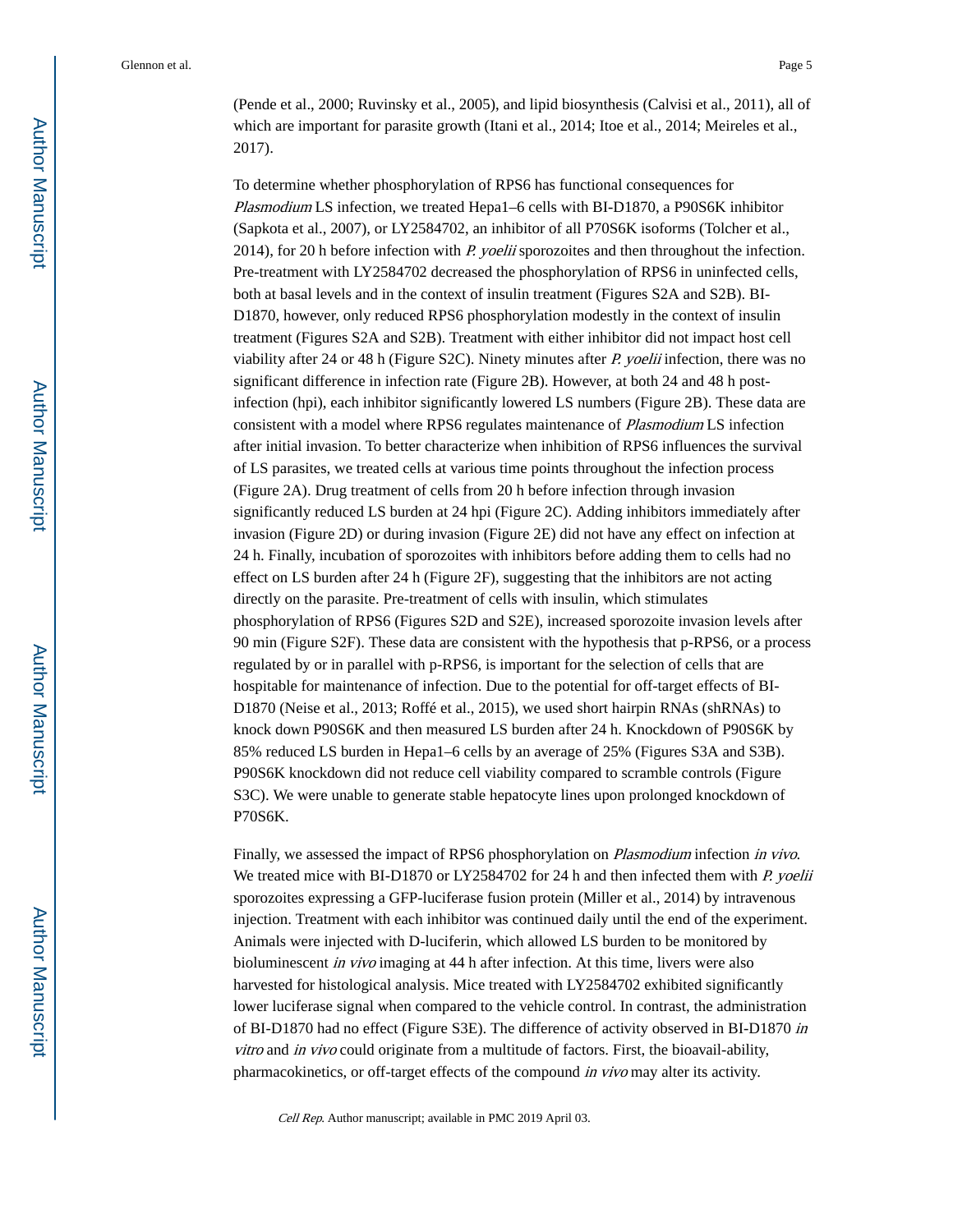(Pende et al., 2000; Ruvinsky et al., 2005), and lipid biosynthesis (Calvisi et al., 2011), all of which are important for parasite growth (Itani et al., 2014; Itoe et al., 2014; Meireles et al., 2017).

To determine whether phosphorylation of RPS6 has functional consequences for *Plasmodium* LS infection, we treated Hepa1–6 cells with BI-D1870, a P90S6K inhibitor (Sapkota et al., 2007), or LY2584702, an inhibitor of all P70S6K isoforms (Tolcher et al., 2014), for 20 h before infection with *P. yoelii* sporozoites and then throughout the infection. Pre-treatment with LY2584702 decreased the phosphorylation of RPS6 in uninfected cells, both at basal levels and in the context of insulin treatment (Figures S2A and S2B). BI-D1870, however, only reduced RPS6 phosphorylation modestly in the context of insulin treatment (Figures S2A and S2B). Treatment with either inhibitor did not impact host cell viability after 24 or 48 h (Figure S2C). Ninety minutes after *P. yoelii* infection, there was no significant difference in infection rate (Figure 2B). However, at both 24 and 48 h post-infection (hpi), each inhibitor significantly lowered LS numbers (Figure 2B). These data are consistent with a model where RPS6 regulates maintenance of *Plasmodium* LS infection after initial invasion. To better characterize when inhibition of RPS6 influences the survival of LS parasites, we treated cells at various time points throughout the infection process (Figure 2A). Drug treatment of cells from 20 h before infection through invasion significantly reduced LS burden at 24 hpi (Figure 2C). Adding inhibitors immediately after invasion (Figure 2D) or during invasion (Figure 2E) did not have any effect on infection at 24 h. Finally, incubation of sporozoites with inhibitors before adding them to cells had no effect on LS burden after 24 h (Figure 2F), suggesting that the inhibitors are not acting directly on the parasite. Pre-treatment of cells with insulin, which stimulates phosphorylation of RPS6 (Figures S2D and S2E), increased sporozoite invasion levels after 90 min (Figure S2F). These data are consistent with the hypothesis that p-RPS6, or a process regulated by or in parallel with p-RPS6, is important for the selection of cells that are hospitable for maintenance of infection. Due to the potential for off-target effects of BI-D1870 (Neise et al., 2013; Roffé et al., 2015), we used short hairpin RNAs (shRNAs) to knock down P90S6K and then measured LS burden after 24 h. Knockdown of P90S6K by 85% reduced LS burden in Hepa1–6 cells by an average of 25% (Figures S3A and S3B). P90S6K knockdown did not reduce cell viability compared to scramble controls (Figure S3C). We were unable to generate stable hepatocyte lines upon prolonged knockdown of P70S6K.

Finally, we assessed the impact of RPS6 phosphorylation on *Plasmodium* infection *in vivo*. We treated mice with BI-D1870 or LY2584702 for 24 h and then infected them with *P. yoelii* sporozoites expressing a GFP-luciferase fusion protein (Miller et al., 2014) by intravenous injection. Treatment with each inhibitor was continued daily until the end of the experiment. Animals were injected with D-luciferin, which allowed LS burden to be monitored by bioluminescent *in vivo* imaging at 44 h after infection. At this time, livers were also harvested for histological analysis. Mice treated with LY2584702 exhibited significantly lower luciferase signal when compared to the vehicle control. In contrast, the administration of BI-D1870 had no effect (Figure S3E). The difference of activity observed in BI-D1870 *in vitro* and *in vivo* could originate from a multitude of factors. First, the bioavail-ability, pharmacokinetics, or off-target effects of the compound *in vivo* may alter its activity.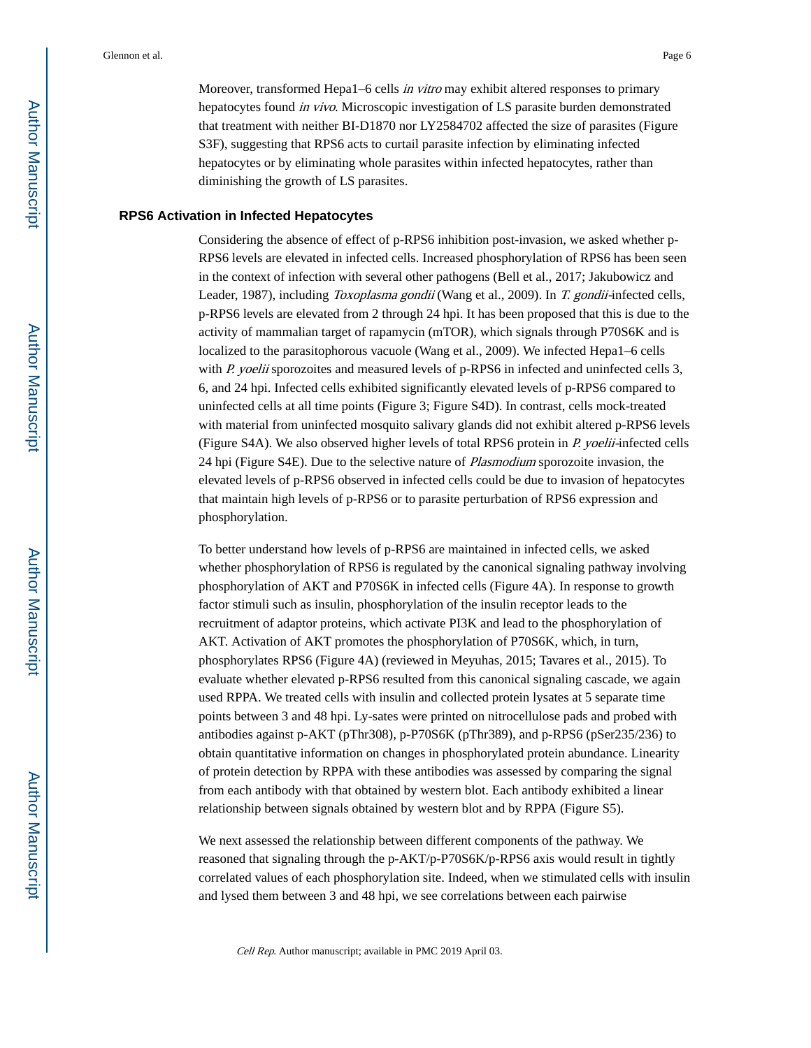Moreover, transformed Hepa1–6 cells *in vitro* may exhibit altered responses to primary hepatocytes found *in vivo*. Microscopic investigation of LS parasite burden demonstrated that treatment with neither BI-D1870 nor LY2584702 affected the size of parasites (Figure S3F), suggesting that RPS6 acts to curtail parasite infection by eliminating infected hepatocytes or by eliminating whole parasites within infected hepatocytes, rather than diminishing the growth of LS parasites.

## RPS6 Activation in Infected Hepatocytes

Considering the absence of effect of p-RPS6 inhibition post-invasion, we asked whether p-RPS6 levels are elevated in infected cells. Increased phosphorylation of RPS6 has been seen in the context of infection with several other pathogens (Bell et al., 2017; Jakubowicz and Leader, 1987), including *Toxoplasma gondii* (Wang et al., 2009). In *T. gondii*-infected cells, p-RPS6 levels are elevated from 2 through 24 hpi. It has been proposed that this is due to the activity of mammalian target of rapamycin (mTOR), which signals through P70S6K and is localized to the parasitophorous vacuole (Wang et al., 2009). We infected Hepa1–6 cells with *P. yoelii* sporozoites and measured levels of p-RPS6 in infected and uninfected cells 3, 6, and 24 hpi. Infected cells exhibited significantly elevated levels of p-RPS6 compared to uninfected cells at all time points (Figure 3; Figure S4D). In contrast, cells mock-treated with material from uninfected mosquito salivary glands did not exhibit altered p-RPS6 levels (Figure S4A). We also observed higher levels of total RPS6 protein in *P. yoelii*-infected cells 24 hpi (Figure S4E). Due to the selective nature of *Plasmodium* sporozoite invasion, the elevated levels of p-RPS6 observed in infected cells could be due to invasion of hepatocytes that maintain high levels of p-RPS6 or to parasite perturbation of RPS6 expression and phosphorylation.

To better understand how levels of p-RPS6 are maintained in infected cells, we asked whether phosphorylation of RPS6 is regulated by the canonical signaling pathway involving phosphorylation of AKT and P70S6K in infected cells (Figure 4A). In response to growth factor stimuli such as insulin, phosphorylation of the insulin receptor leads to the recruitment of adaptor proteins, which activate PI3K and lead to the phosphorylation of AKT. Activation of AKT promotes the phosphorylation of P70S6K, which, in turn, phosphorylates RPS6 (Figure 4A) (reviewed in Meyuhas, 2015; Tavares et al., 2015). To evaluate whether elevated p-RPS6 resulted from this canonical signaling cascade, we again used RPPA. We treated cells with insulin and collected protein lysates at 5 separate time points between 3 and 48 hpi. Ly-sates were printed on nitrocellulose pads and probed with antibodies against p-AKT (pThr308), p-P70S6K (pThr389), and p-RPS6 (pSer235/236) to obtain quantitative information on changes in phosphorylated protein abundance. Linearity of protein detection by RPPA with these antibodies was assessed by comparing the signal from each antibody with that obtained by western blot. Each antibody exhibited a linear relationship between signals obtained by western blot and by RPPA (Figure S5).

We next assessed the relationship between different components of the pathway. We reasoned that signaling through the p-AKT/p-P70S6K/p-RPS6 axis would result in tightly correlated values of each phosphorylation site. Indeed, when we stimulated cells with insulin and lysed them between 3 and 48 hpi, we see correlations between each pairwise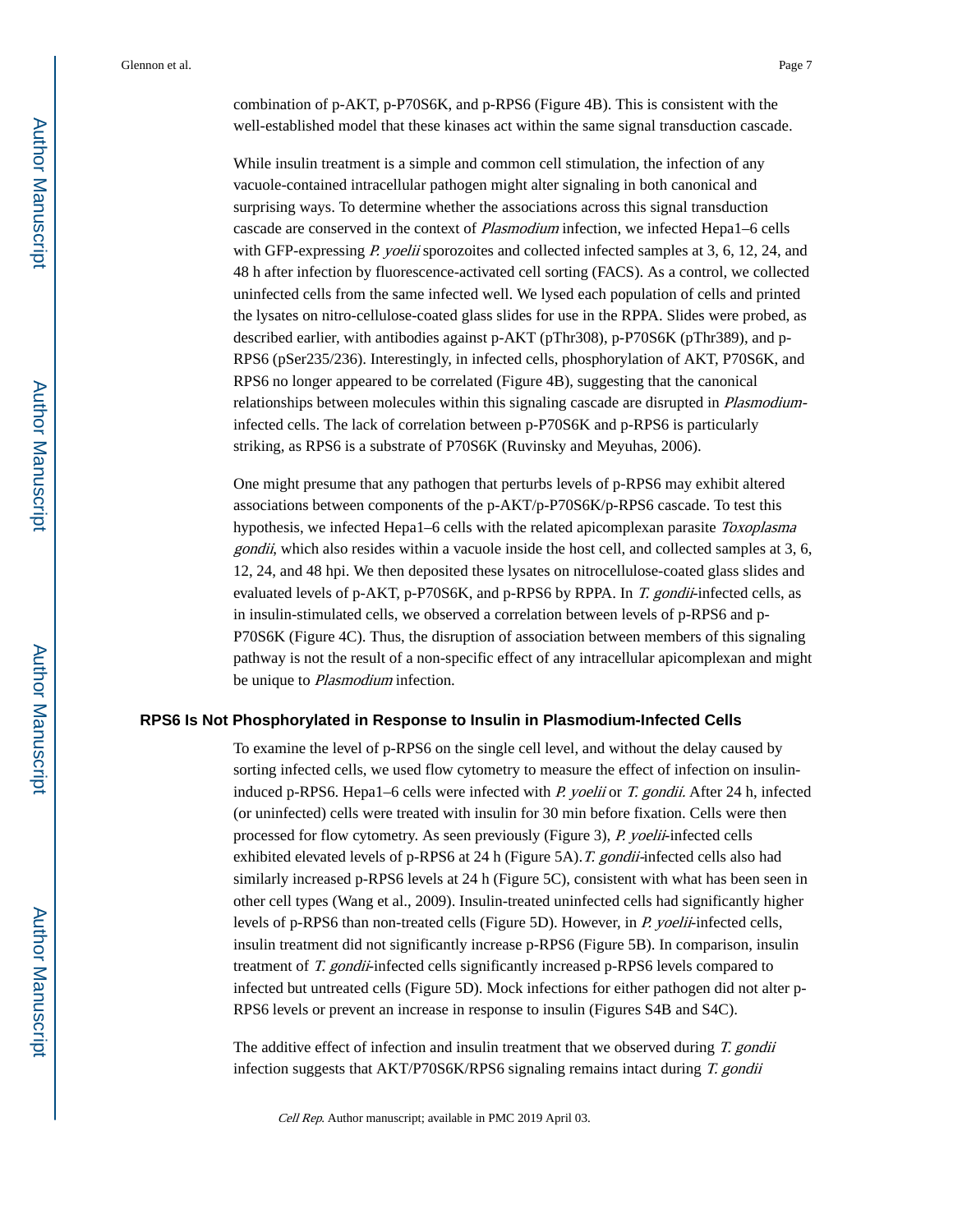combination of p-AKT, p-P70S6K, and p-RPS6 (Figure 4B). This is consistent with the well-established model that these kinases act within the same signal transduction cascade.

While insulin treatment is a simple and common cell stimulation, the infection of any vacuole-contained intracellular pathogen might alter signaling in both canonical and surprising ways. To determine whether the associations across this signal transduction cascade are conserved in the context of *Plasmodium* infection, we infected Hepa1–6 cells with GFP-expressing *P. yoelii* sporozoites and collected infected samples at 3, 6, 12, 24, and 48 h after infection by fluorescence-activated cell sorting (FACS). As a control, we collected uninfected cells from the same infected well. We lysed each population of cells and printed the lysates on nitro-cellulose-coated glass slides for use in the RPPA. Slides were probed, as described earlier, with antibodies against p-AKT (pThr308), p-P70S6K (pThr389), and p-RPS6 (pSer235/236). Interestingly, in infected cells, phosphorylation of AKT, P70S6K, and RPS6 no longer appeared to be correlated (Figure 4B), suggesting that the canonical relationships between molecules within this signaling cascade are disrupted in *Plasmodium*-infected cells. The lack of correlation between p-P70S6K and p-RPS6 is particularly striking, as RPS6 is a substrate of P70S6K (Ruvinsky and Meyuhas, 2006).

One might presume that any pathogen that perturbs levels of p-RPS6 may exhibit altered associations between components of the p-AKT/p-P70S6K/p-RPS6 cascade. To test this hypothesis, we infected Hepa1–6 cells with the related apicomplexan parasite *Toxoplasma gondii*, which also resides within a vacuole inside the host cell, and collected samples at 3, 6, 12, 24, and 48 hpi. We then deposited these lysates on nitrocellulose-coated glass slides and evaluated levels of p-AKT, p-P70S6K, and p-RPS6 by RPPA. In *T. gondii*-infected cells, as in insulin-stimulated cells, we observed a correlation between levels of p-RPS6 and p-P70S6K (Figure 4C). Thus, the disruption of association between members of this signaling pathway is not the result of a non-specific effect of any intracellular apicomplexan and might be unique to *Plasmodium* infection.

## RPS6 Is Not Phosphorylated in Response to Insulin in Plasmodium-Infected Cells

To examine the level of p-RPS6 on the single cell level, and without the delay caused by sorting infected cells, we used flow cytometry to measure the effect of infection on insulin-induced p-RPS6. Hepa1–6 cells were infected with *P. yoelii* or *T. gondii*. After 24 h, infected (or uninfected) cells were treated with insulin for 30 min before fixation. Cells were then processed for flow cytometry. As seen previously (Figure 3), *P. yoelii*-infected cells exhibited elevated levels of p-RPS6 at 24 h (Figure 5A). *T. gondii*-infected cells also had similarly increased p-RPS6 levels at 24 h (Figure 5C), consistent with what has been seen in other cell types (Wang et al., 2009). Insulin-treated uninfected cells had significantly higher levels of p-RPS6 than non-treated cells (Figure 5D). However, in *P. yoelii*-infected cells, insulin treatment did not significantly increase p-RPS6 (Figure 5B). In comparison, insulin treatment of *T. gondii*-infected cells significantly increased p-RPS6 levels compared to infected but untreated cells (Figure 5D). Mock infections for either pathogen did not alter p-RPS6 levels or prevent an increase in response to insulin (Figures S4B and S4C).

The additive effect of infection and insulin treatment that we observed during *T. gondii* infection suggests that AKT/P70S6K/RPS6 signaling remains intact during *T. gondii*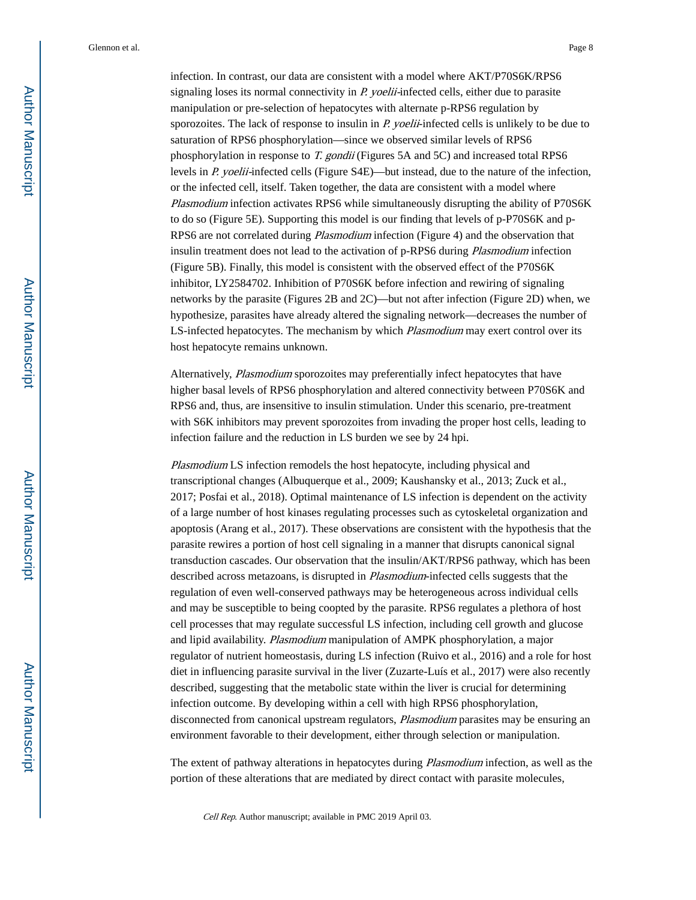infection. In contrast, our data are consistent with a model where AKT/P70S6K/RPS6 signaling loses its normal connectivity in *P. yoelii*-infected cells, either due to parasite manipulation or pre-selection of hepatocytes with alternate p-RPS6 regulation by sporozoites. The lack of response to insulin in *P. yoelii*-infected cells is unlikely to be due to saturation of RPS6 phosphorylation—since we observed similar levels of RPS6 phosphorylation in response to *T. gondii* (Figures 5A and 5C) and increased total RPS6 levels in *P. yoelii*-infected cells (Figure S4E)—but instead, due to the nature of the infection, or the infected cell, itself. Taken together, the data are consistent with a model where *Plasmodium* infection activates RPS6 while simultaneously disrupting the ability of P70S6K to do so (Figure 5E). Supporting this model is our finding that levels of p-P70S6K and p-RPS6 are not correlated during *Plasmodium* infection (Figure 4) and the observation that insulin treatment does not lead to the activation of p-RPS6 during *Plasmodium* infection (Figure 5B). Finally, this model is consistent with the observed effect of the P70S6K inhibitor, LY2584702. Inhibition of P70S6K before infection and rewiring of signaling networks by the parasite (Figures 2B and 2C)—but not after infection (Figure 2D) when, we hypothesize, parasites have already altered the signaling network—decreases the number of LS-infected hepatocytes. The mechanism by which *Plasmodium* may exert control over its host hepatocyte remains unknown.

Alternatively, *Plasmodium* sporozoites may preferentially infect hepatocytes that have higher basal levels of RPS6 phosphorylation and altered connectivity between P70S6K and RPS6 and, thus, are insensitive to insulin stimulation. Under this scenario, pre-treatment with S6K inhibitors may prevent sporozoites from invading the proper host cells, leading to infection failure and the reduction in LS burden we see by 24 hpi.

*Plasmodium* LS infection remodels the host hepatocyte, including physical and transcriptional changes (Albuquerque et al., 2009; Kaushansky et al., 2013; Zuck et al., 2017; Posfai et al., 2018). Optimal maintenance of LS infection is dependent on the activity of a large number of host kinases regulating processes such as cytoskeletal organization and apoptosis (Arang et al., 2017). These observations are consistent with the hypothesis that the parasite rewires a portion of host cell signaling in a manner that disrupts canonical signal transduction cascades. Our observation that the insulin/AKT/RPS6 pathway, which has been described across metazoans, is disrupted in *Plasmodium*-infected cells suggests that the regulation of even well-conserved pathways may be heterogeneous across individual cells and may be susceptible to being coopted by the parasite. RPS6 regulates a plethora of host cell processes that may regulate successful LS infection, including cell growth and glucose and lipid availability. *Plasmodium* manipulation of AMPK phosphorylation, a major regulator of nutrient homeostasis, during LS infection (Ruivo et al., 2016) and a role for host diet in influencing parasite survival in the liver (Zuzarte-Luís et al., 2017) were also recently described, suggesting that the metabolic state within the liver is crucial for determining infection outcome. By developing within a cell with high RPS6 phosphorylation, disconnected from canonical upstream regulators, *Plasmodium* parasites may be ensuring an environment favorable to their development, either through selection or manipulation.

The extent of pathway alterations in hepatocytes during *Plasmodium* infection, as well as the portion of these alterations that are mediated by direct contact with parasite molecules,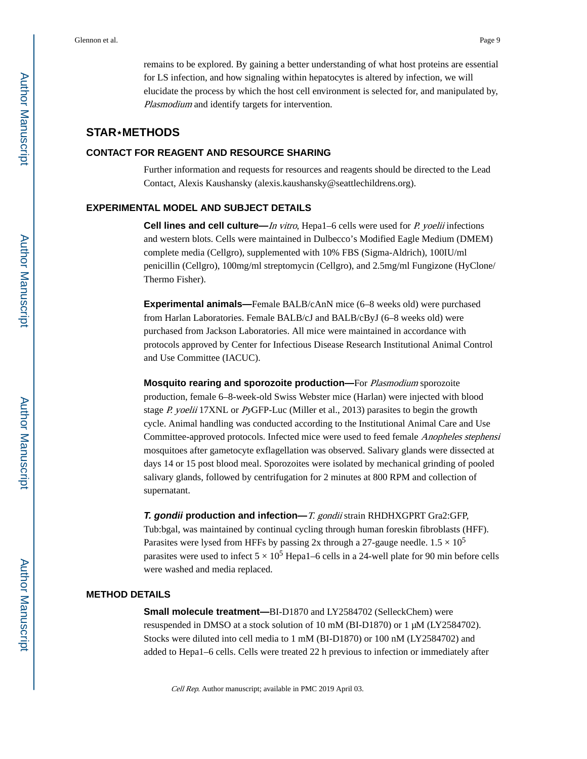remains to be explored. By gaining a better understanding of what host proteins are essential for LS infection, and how signaling within hepatocytes is altered by infection, we will elucidate the process by which the host cell environment is selected for, and manipulated by, *Plasmodium* and identify targets for intervention.

## STAR★METHODS

### CONTACT FOR REAGENT AND RESOURCE SHARING

Further information and requests for resources and reagents should be directed to the Lead Contact, Alexis Kaushansky (alexis.kaushansky@seattlechildrens.org).

### EXPERIMENTAL MODEL AND SUBJECT DETAILS

**Cell lines and cell culture—***In vitro*, Hepa1–6 cells were used for *P. yoelii* infections and western blots. Cells were maintained in Dulbecco's Modified Eagle Medium (DMEM) complete media (Cellgro), supplemented with 10% FBS (Sigma-Aldrich), 100IU/ml penicillin (Cellgro), 100mg/ml streptomycin (Cellgro), and 2.5mg/ml Fungizone (HyClone/ Thermo Fisher).

**Experimental animals—**Female BALB/cAnN mice (6–8 weeks old) were purchased from Harlan Laboratories. Female BALB/cJ and BALB/cByJ (6–8 weeks old) were purchased from Jackson Laboratories. All mice were maintained in accordance with protocols approved by Center for Infectious Disease Research Institutional Animal Control and Use Committee (IACUC).

**Mosquito rearing and sporozoite production—**For *Plasmodium* sporozoite production, female 6–8-week-old Swiss Webster mice (Harlan) were injected with blood stage *P. yoelii* 17XNL or *Py*GFP-Luc (Miller et al., 2013) parasites to begin the growth cycle. Animal handling was conducted according to the Institutional Animal Care and Use Committee-approved protocols. Infected mice were used to feed female *Anopheles stephensi* mosquitoes after gametocyte exflagellation was observed. Salivary glands were dissected at days 14 or 15 post blood meal. Sporozoites were isolated by mechanical grinding of pooled salivary glands, followed by centrifugation for 2 minutes at 800 RPM and collection of supernatant.

***T. gondii* production and infection—***T. gondii* strain RHDHXGPRT Gra2:GFP, Tub:bgal, was maintained by continual cycling through human foreskin fibroblasts (HFF). Parasites were lysed from HFFs by passing 2x through a 27-gauge needle. $1.5 \times 10^5$ parasites were used to infect $5 \times 10^5$ Hepa1–6 cells in a 24-well plate for 90 min before cells were washed and media replaced.

### METHOD DETAILS

**Small molecule treatment—**BI-D1870 and LY2584702 (SelleckChem) were resuspended in DMSO at a stock solution of 10 mM (BI-D1870) or 1 μM (LY2584702). Stocks were diluted into cell media to 1 mM (BI-D1870) or 100 nM (LY2584702) and added to Hepa1–6 cells. Cells were treated 22 h previous to infection or immediately after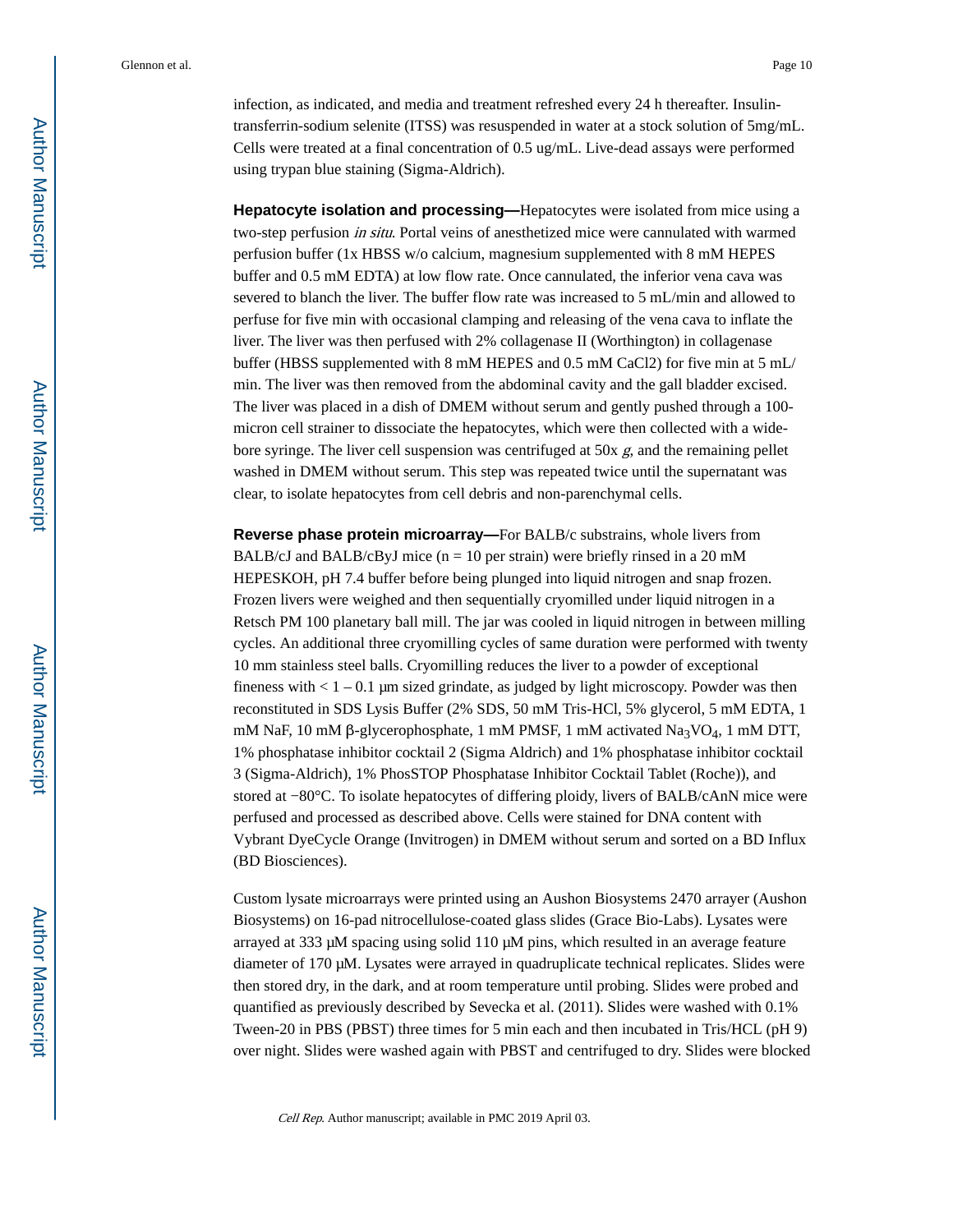infection, as indicated, and media and treatment refreshed every 24 h thereafter. Insulin-transferrin-sodium selenite (ITSS) was resuspended in water at a stock solution of 5mg/mL. Cells were treated at a final concentration of 0.5 ug/mL. Live-dead assays were performed using trypan blue staining (Sigma-Aldrich).

**Hepatocyte isolation and processing—**Hepatocytes were isolated from mice using a two-step perfusion *in situ*. Portal veins of anesthetized mice were cannulated with warmed perfusion buffer (1x HBSS w/o calcium, magnesium supplemented with 8 mM HEPES buffer and 0.5 mM EDTA) at low flow rate. Once cannulated, the inferior vena cava was severed to blanch the liver. The buffer flow rate was increased to 5 mL/min and allowed to perfuse for five min with occasional clamping and releasing of the vena cava to inflate the liver. The liver was then perfused with 2% collagenase II (Worthington) in collagenase buffer (HBSS supplemented with 8 mM HEPES and 0.5 mM CaCl2) for five min at 5 mL/min. The liver was then removed from the abdominal cavity and the gall bladder excised. The liver was placed in a dish of DMEM without serum and gently pushed through a 100-micron cell strainer to dissociate the hepatocytes, which were then collected with a wide-bore syringe. The liver cell suspension was centrifuged at 50x *g*, and the remaining pellet washed in DMEM without serum. This step was repeated twice until the supernatant was clear, to isolate hepatocytes from cell debris and non-parenchymal cells.

**Reverse phase protein microarray—**For BALB/c substrains, whole livers from BALB/cJ and BALB/cByJ mice (n = 10 per strain) were briefly rinsed in a 20 mM HEPESKOH, pH 7.4 buffer before being plunged into liquid nitrogen and snap frozen. Frozen livers were weighed and then sequentially cryomilled under liquid nitrogen in a Retsch PM 100 planetary ball mill. The jar was cooled in liquid nitrogen in between milling cycles. An additional three cryomilling cycles of same duration were performed with twenty 10 mm stainless steel balls. Cryomilling reduces the liver to a powder of exceptional fineness with < 1 – 0.1 μm sized grindate, as judged by light microscopy. Powder was then reconstituted in SDS Lysis Buffer (2% SDS, 50 mM Tris-HCl, 5% glycerol, 5 mM EDTA, 1 mM NaF, 10 mM β-glycerophosphate, 1 mM PMSF, 1 mM activated $Na_3VO_4$, 1 mM DTT, 1% phosphatase inhibitor cocktail 2 (Sigma Aldrich) and 1% phosphatase inhibitor cocktail 3 (Sigma-Aldrich), 1% PhosSTOP Phosphatase Inhibitor Cocktail Tablet (Roche)), and stored at −80°C. To isolate hepatocytes of differing ploidy, livers of BALB/cAnN mice were perfused and processed as described above. Cells were stained for DNA content with Vybrant DyeCycle Orange (Invitrogen) in DMEM without serum and sorted on a BD Influx (BD Biosciences).

Custom lysate microarrays were printed using an Aushon Biosystems 2470 arrayer (Aushon Biosystems) on 16-pad nitrocellulose-coated glass slides (Grace Bio-Labs). Lysates were arrayed at 333 μM spacing using solid 110 μM pins, which resulted in an average feature diameter of 170 μM. Lysates were arrayed in quadruplicate technical replicates. Slides were then stored dry, in the dark, and at room temperature until probing. Slides were probed and quantified as previously described by Sevecka et al. (2011). Slides were washed with 0.1% Tween-20 in PBS (PBST) three times for 5 min each and then incubated in Tris/HCL (pH 9) over night. Slides were washed again with PBST and centrifuged to dry. Slides were blocked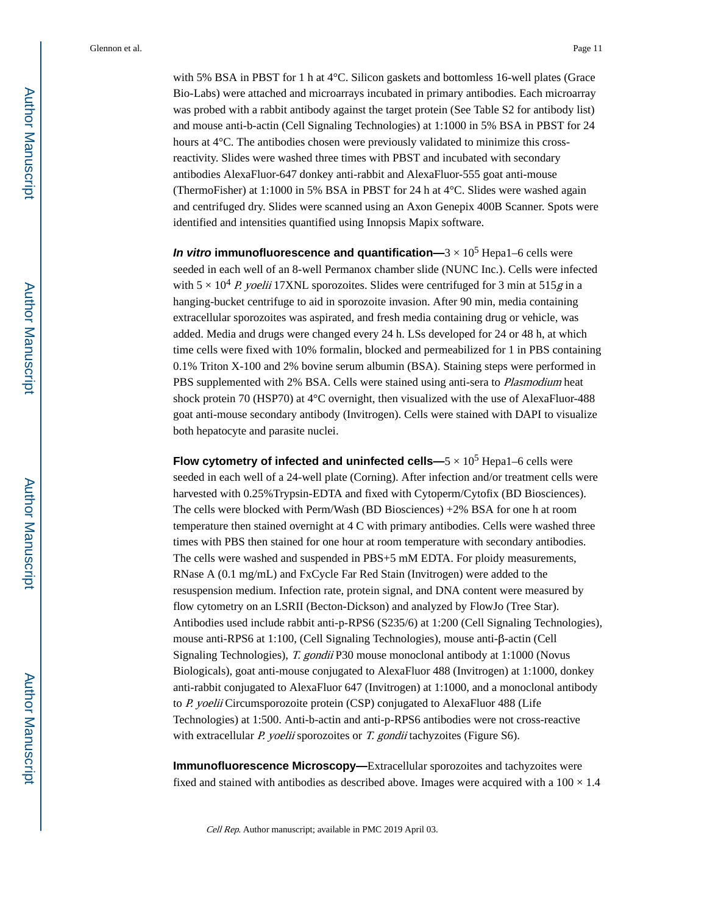with 5% BSA in PBST for 1 h at 4°C. Silicon gaskets and bottomless 16-well plates (Grace Bio-Labs) were attached and microarrays incubated in primary antibodies. Each microarray was probed with a rabbit antibody against the target protein (See Table S2 for antibody list) and mouse anti-b-actin (Cell Signaling Technologies) at 1:1000 in 5% BSA in PBST for 24 hours at 4°C. The antibodies chosen were previously validated to minimize this cross-reactivity. Slides were washed three times with PBST and incubated with secondary antibodies AlexaFluor-647 donkey anti-rabbit and AlexaFluor-555 goat anti-mouse (ThermoFisher) at 1:1000 in 5% BSA in PBST for 24 h at 4°C. Slides were washed again and centrifuged dry. Slides were scanned using an Axon Genepix 400B Scanner. Spots were identified and intensities quantified using Innopsis Mapix software.

***In vitro* immunofluorescence and quantification—**$3 \times 10^5$ Hepa1–6 cells were seeded in each well of an 8-well Permanox chamber slide (NUNC Inc.). Cells were infected with $5 \times 10^4$ *P. yoelii* 17XNL sporozoites. Slides were centrifuged for 3 min at 515*g* in a hanging-bucket centrifuge to aid in sporozoite invasion. After 90 min, media containing extracellular sporozoites was aspirated, and fresh media containing drug or vehicle, was added. Media and drugs were changed every 24 h. LSs developed for 24 or 48 h, at which time cells were fixed with 10% formalin, blocked and permeabilized for 1 in PBS containing 0.1% Triton X-100 and 2% bovine serum albumin (BSA). Staining steps were performed in PBS supplemented with 2% BSA. Cells were stained using anti-sera to *Plasmodium* heat shock protein 70 (HSP70) at 4°C overnight, then visualized with the use of AlexaFluor-488 goat anti-mouse secondary antibody (Invitrogen). Cells were stained with DAPI to visualize both hepatocyte and parasite nuclei.

**Flow cytometry of infected and uninfected cells—**$5 \times 10^5$ Hepa1–6 cells were seeded in each well of a 24-well plate (Corning). After infection and/or treatment cells were harvested with 0.25%Trypsin-EDTA and fixed with Cytoperm/Cytofix (BD Biosciences). The cells were blocked with Perm/Wash (BD Biosciences) +2% BSA for one h at room temperature then stained overnight at 4 C with primary antibodies. Cells were washed three times with PBS then stained for one hour at room temperature with secondary antibodies. The cells were washed and suspended in PBS+5 mM EDTA. For ploidy measurements, RNase A (0.1 mg/mL) and FxCycle Far Red Stain (Invitrogen) were added to the resuspension medium. Infection rate, protein signal, and DNA content were measured by flow cytometry on an LSRII (Becton-Dickson) and analyzed by FlowJo (Tree Star). Antibodies used include rabbit anti-p-RPS6 (S235/6) at 1:200 (Cell Signaling Technologies), mouse anti-RPS6 at 1:100, (Cell Signaling Technologies), mouse anti-β-actin (Cell Signaling Technologies), *T. gondii* P30 mouse monoclonal antibody at 1:1000 (Novus Biologicals), goat anti-mouse conjugated to AlexaFluor 488 (Invitrogen) at 1:1000, donkey anti-rabbit conjugated to AlexaFluor 647 (Invitrogen) at 1:1000, and a monoclonal antibody to *P. yoelii* Circumsporozoite protein (CSP) conjugated to AlexaFluor 488 (Life Technologies) at 1:500. Anti-b-actin and anti-p-RPS6 antibodies were not cross-reactive with extracellular *P. yoelii* sporozoites or *T. gondii* tachyzoites (Figure S6).

**Immunofluorescence Microscopy—**Extracellular sporozoites and tachyzoites were fixed and stained with antibodies as described above. Images were acquired with a 100 × 1.4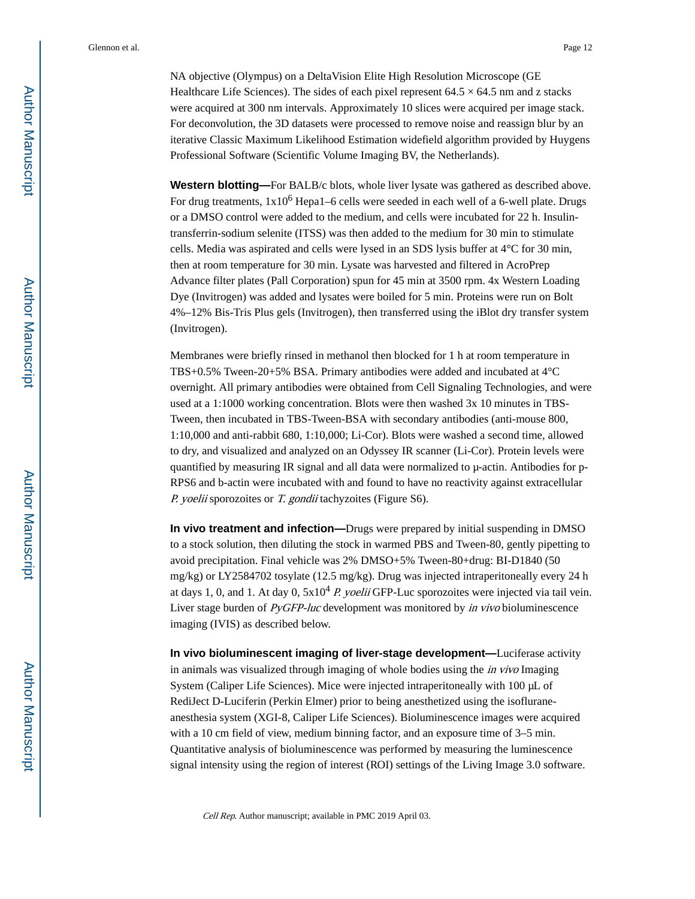NA objective (Olympus) on a DeltaVision Elite High Resolution Microscope (GE Healthcare Life Sciences). The sides of each pixel represent $64.5 \times 64.5$ nm and z stacks were acquired at 300 nm intervals. Approximately 10 slices were acquired per image stack. For deconvolution, the 3D datasets were processed to remove noise and reassign blur by an iterative Classic Maximum Likelihood Estimation widefield algorithm provided by Huygens Professional Software (Scientific Volume Imaging BV, the Netherlands).

**Western blotting—**For BALB/c blots, whole liver lysate was gathered as described above. For drug treatments, $1 \times 10^6$ Hepa1–6 cells were seeded in each well of a 6-well plate. Drugs or a DMSO control were added to the medium, and cells were incubated for 22 h. Insulin-transferrin-sodium selenite (ITSS) was then added to the medium for 30 min to stimulate cells. Media was aspirated and cells were lysed in an SDS lysis buffer at 4°C for 30 min, then at room temperature for 30 min. Lysate was harvested and filtered in AcroPrep Advance filter plates (Pall Corporation) spun for 45 min at 3500 rpm. 4x Western Loading Dye (Invitrogen) was added and lysates were boiled for 5 min. Proteins were run on Bolt 4%–12% Bis-Tris Plus gels (Invitrogen), then transferred using the iBlot dry transfer system (Invitrogen).

Membranes were briefly rinsed in methanol then blocked for 1 h at room temperature in TBS+0.5% Tween-20+5% BSA. Primary antibodies were added and incubated at 4°C overnight. All primary antibodies were obtained from Cell Signaling Technologies, and were used at a 1:1000 working concentration. Blots were then washed 3x 10 minutes in TBS-Tween, then incubated in TBS-Tween-BSA with secondary antibodies (anti-mouse 800, 1:10,000 and anti-rabbit 680, 1:10,000; Li-Cor). Blots were washed a second time, allowed to dry, and visualized and analyzed on an Odyssey IR scanner (Li-Cor). Protein levels were quantified by measuring IR signal and all data were normalized to µ-actin. Antibodies for p-RPS6 and b-actin were incubated with and found to have no reactivity against extracellular *P. yoelii* sporozoites or *T. gondii* tachyzoites (Figure S6).

**In vivo treatment and infection—**Drugs were prepared by initial suspending in DMSO to a stock solution, then diluting the stock in warmed PBS and Tween-80, gently pipetting to avoid precipitation. Final vehicle was 2% DMSO+5% Tween-80+drug: BI-D1840 (50 mg/kg) or LY2584702 tosylate (12.5 mg/kg). Drug was injected intraperitoneally every 24 h at days 1, 0, and 1. At day 0, $5 \times 10^4$ *P. yoelii* GFP-Luc sporozoites were injected via tail vein. Liver stage burden of *PyGFP-luc* development was monitored by *in vivo* bioluminescence imaging (IVIS) as described below.

**In vivo bioluminescent imaging of liver-stage development—**Luciferase activity in animals was visualized through imaging of whole bodies using the *in vivo* Imaging System (Caliper Life Sciences). Mice were injected intraperitoneally with 100 µL of RediJect D-Luciferin (Perkin Elmer) prior to being anesthetized using the isoflurane-anesthesia system (XGI-8, Caliper Life Sciences). Bioluminescence images were acquired with a 10 cm field of view, medium binning factor, and an exposure time of 3–5 min. Quantitative analysis of bioluminescence was performed by measuring the luminescence signal intensity using the region of interest (ROI) settings of the Living Image 3.0 software.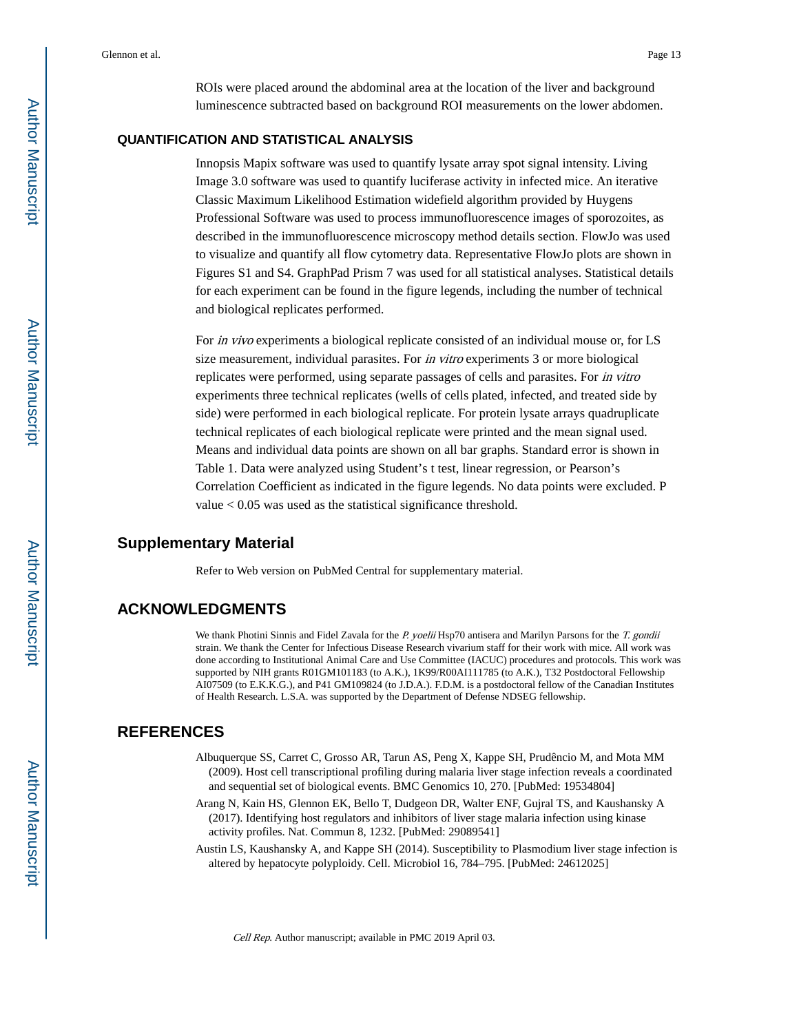ROIs were placed around the abdominal area at the location of the liver and background luminescence subtracted based on background ROI measurements on the lower abdomen.

### QUANTIFICATION AND STATISTICAL ANALYSIS

Innopsis Mapix software was used to quantify lysate array spot signal intensity. Living Image 3.0 software was used to quantify luciferase activity in infected mice. An iterative Classic Maximum Likelihood Estimation widefield algorithm provided by Huygens Professional Software was used to process immunofluorescence images of sporozoites, as described in the immunofluorescence microscopy method details section. FlowJo was used to visualize and quantify all flow cytometry data. Representative FlowJo plots are shown in Figures S1 and S4. GraphPad Prism 7 was used for all statistical analyses. Statistical details for each experiment can be found in the figure legends, including the number of technical and biological replicates performed.

For *in vivo* experiments a biological replicate consisted of an individual mouse or, for LS size measurement, individual parasites. For *in vitro* experiments 3 or more biological replicates were performed, using separate passages of cells and parasites. For *in vitro* experiments three technical replicates (wells of cells plated, infected, and treated side by side) were performed in each biological replicate. For protein lysate arrays quadruplicate technical replicates of each biological replicate were printed and the mean signal used. Means and individual data points are shown on all bar graphs. Standard error is shown in Table 1. Data were analyzed using Student's t test, linear regression, or Pearson's Correlation Coefficient as indicated in the figure legends. No data points were excluded. P value $< 0.05$ was used as the statistical significance threshold.

## Supplementary Material

Refer to Web version on PubMed Central for supplementary material.

## ACKNOWLEDGMENTS

We thank Photini Sinnis and Fidel Zavala for the *P. yoelii* Hsp70 antisera and Marilyn Parsons for the *T. gondii* strain. We thank the Center for Infectious Disease Research vivarium staff for their work with mice. All work was done according to Institutional Animal Care and Use Committee (IACUC) procedures and protocols. This work was supported by NIH grants R01GM101183 (to A.K.), 1K99/R00AI111785 (to A.K.), T32 Postdoctoral Fellowship AI07509 (to E.K.K.G.), and P41 GM109824 (to J.D.A.). F.D.M. is a postdoctoral fellow of the Canadian Institutes of Health Research. L.S.A. was supported by the Department of Defense NDSEG fellowship.

## REFERENCES

Albuquerque SS, Carret C, Grosso AR, Tarun AS, Peng X, Kappe SH, Prudêncio M, and Mota MM (2009). Host cell transcriptional profiling during malaria liver stage infection reveals a coordinated and sequential set of biological events. BMC Genomics 10, 270. [PubMed: 19534804]

Arang N, Kain HS, Glennon EK, Bello T, Dudgeon DR, Walter ENF, Gujral TS, and Kaushansky A (2017). Identifying host regulators and inhibitors of liver stage malaria infection using kinase activity profiles. Nat. Commun 8, 1232. [PubMed: 29089541]

Austin LS, Kaushansky A, and Kappe SH (2014). Susceptibility to Plasmodium liver stage infection is altered by hepatocyte polyploidy. Cell. Microbiol 16, 784–795. [PubMed: 24612025]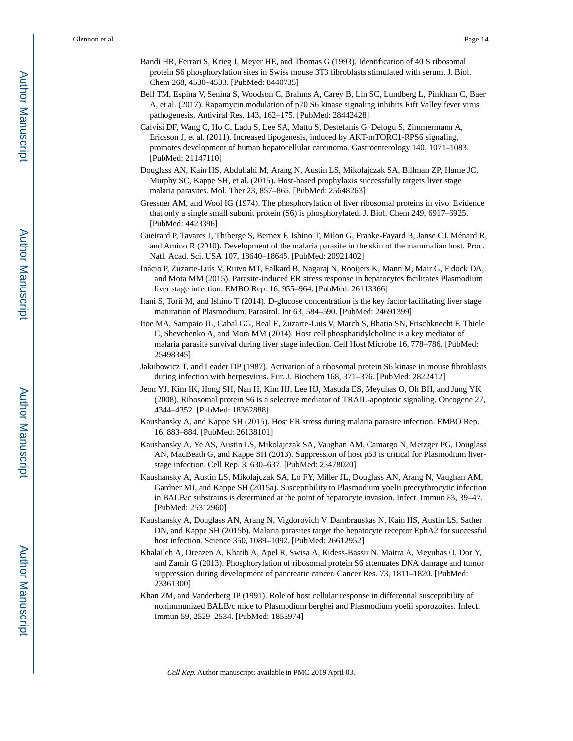Bandi HR, Ferrari S, Krieg J, Meyer HE, and Thomas G (1993). Identification of 40 S ribosomal protein S6 phosphorylation sites in Swiss mouse 3T3 fibroblasts stimulated with serum. J. Biol. Chem 268, 4530–4533. [PubMed: 8440735]

Bell TM, Espina V, Senina S, Woodson C, Brahms A, Carey B, Lin SC, Lundberg L, Pinkham C, Baer A, et al. (2017). Rapamycin modulation of p70 S6 kinase signaling inhibits Rift Valley fever virus pathogenesis. Antiviral Res. 143, 162–175. [PubMed: 28442428]

Calvisi DF, Wang C, Ho C, Ladu S, Lee SA, Mattu S, Destefanis G, Delogu S, Zimmermann A, Ericsson J, et al. (2011). Increased lipogenesis, induced by AKT-mTORC1-RPS6 signaling, promotes development of human hepatocellular carcinoma. Gastroenterology 140, 1071–1083. [PubMed: 21147110]

Douglass AN, Kain HS, Abdullahi M, Arang N, Austin LS, Mikolajczak SA, Billman ZP, Hume JC, Murphy SC, Kappe SH, et al. (2015). Host-based prophylaxis successfully targets liver stage malaria parasites. Mol. Ther 23, 857–865. [PubMed: 25648263]

Gressner AM, and Wool IG (1974). The phosphorylation of liver ribosomal proteins in vivo. Evidence that only a single small subunit protein (S6) is phosphorylated. J. Biol. Chem 249, 6917–6925. [PubMed: 4423396]

Gueirard P, Tavares J, Thiberge S, Bernex F, Ishino T, Milon G, Franke-Fayard B, Janse CJ, Ménard R, and Amino R (2010). Development of the malaria parasite in the skin of the mammalian host. Proc. Natl. Acad. Sci. USA 107, 18640–18645. [PubMed: 20921402]

Inácio P, Zuzarte-Luís V, Ruivo MT, Falkard B, Nagaraj N, Rooijers K, Mann M, Mair G, Fidock DA, and Mota MM (2015). Parasite-induced ER stress response in hepatocytes facilitates Plasmodium liver stage infection. EMBO Rep. 16, 955–964. [PubMed: 26113366]

Itani S, Torii M, and Ishino T (2014). D-glucose concentration is the key factor facilitating liver stage maturation of Plasmodium. Parasitol. Int 63, 584–590. [PubMed: 24691399]

Itoe MA, Sampaio JL, Cabal GG, Real E, Zuzarte-Luis V, March S, Bhatia SN, Frischknecht F, Thiele C, Shevchenko A, and Mota MM (2014). Host cell phosphatidylcholine is a key mediator of malaria parasite survival during liver stage infection. Cell Host Microbe 16, 778–786. [PubMed: 25498345]

Jakubowicz T, and Leader DP (1987). Activation of a ribosomal protein S6 kinase in mouse fibroblasts during infection with herpesvirus. Eur. J. Biochem 168, 371–376. [PubMed: 2822412]

Jeon YJ, Kim IK, Hong SH, Nan H, Kim HJ, Lee HJ, Masuda ES, Meyuhas O, Oh BH, and Jung YK (2008). Ribosomal protein S6 is a selective mediator of TRAIL-apoptotic signaling. Oncogene 27, 4344–4352. [PubMed: 18362888]

Kaushansky A, and Kappe SH (2015). Host ER stress during malaria parasite infection. EMBO Rep. 16, 883–884. [PubMed: 26138101]

Kaushansky A, Ye AS, Austin LS, Mikolajczak SA, Vaughan AM, Camargo N, Metzger PG, Douglass AN, MacBeath G, and Kappe SH (2013). Suppression of host p53 is critical for Plasmodium liver-stage infection. Cell Rep. 3, 630–637. [PubMed: 23478020]

Kaushansky A, Austin LS, Mikolajczak SA, Lo FY, Miller JL, Douglass AN, Arang N, Vaughan AM, Gardner MJ, and Kappe SH (2015a). Susceptibility to Plasmodium yoelii preerythrocytic infection in BALB/c substrains is determined at the point of hepatocyte invasion. Infect. Immun 83, 39–47. [PubMed: 25312960]

Kaushansky A, Douglass AN, Arang N, Vigdorovich V, Dambrauskas N, Kain HS, Austin LS, Sather DN, and Kappe SH (2015b). Malaria parasites target the hepatocyte receptor EphA2 for successful host infection. Science 350, 1089–1092. [PubMed: 26612952]

Khalaileh A, Dreazen A, Khatib A, Apel R, Swisa A, Kidess-Bassir N, Maitra A, Meyuhas O, Dor Y, and Zamir G (2013). Phosphorylation of ribosomal protein S6 attenuates DNA damage and tumor suppression during development of pancreatic cancer. Cancer Res. 73, 1811–1820. [PubMed: 23361300]

Khan ZM, and Vanderberg JP (1991). Role of host cellular response in differential susceptibility of nonimmunized BALB/c mice to Plasmodium berghei and Plasmodium yoelii sporozoites. Infect. Immun 59, 2529–2534. [PubMed: 1855974]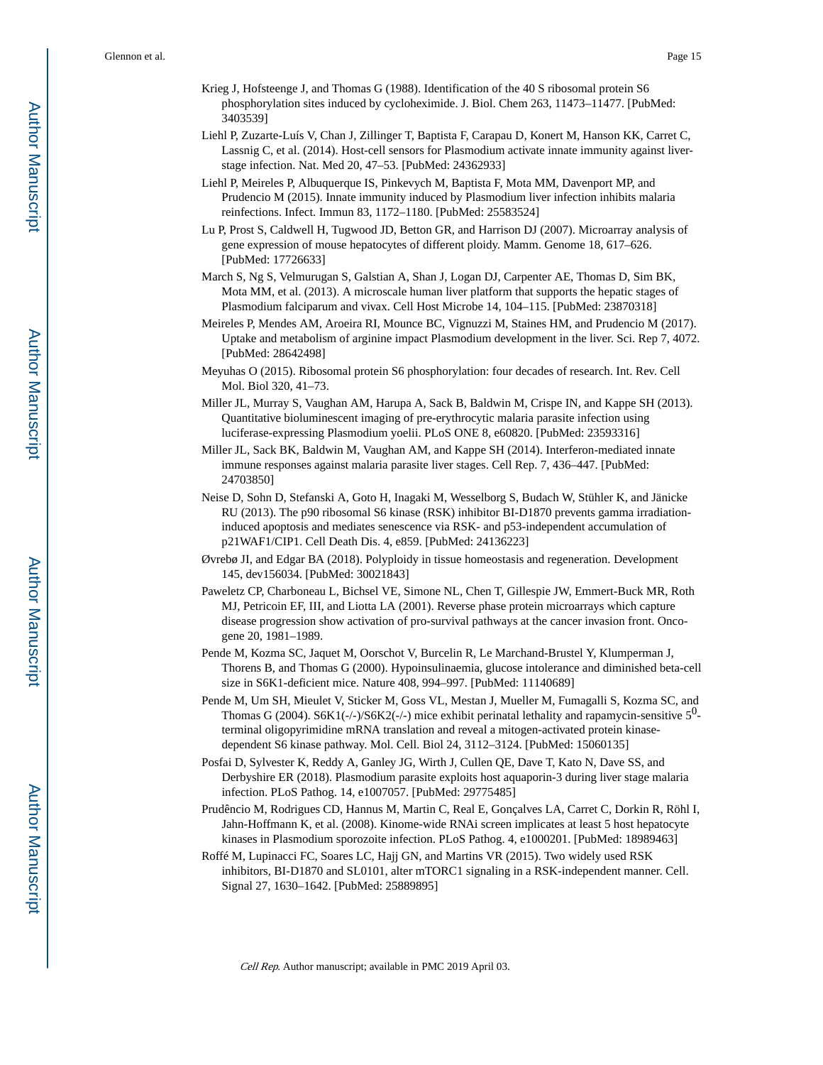Krieg J, Hofsteenge J, and Thomas G (1988). Identification of the 40 S ribosomal protein S6 phosphorylation sites induced by cycloheximide. J. Biol. Chem 263, 11473–11477. [PubMed: 3403539]

Liehl P, Zuzarte-Luís V, Chan J, Zillinger T, Baptista F, Carapau D, Konert M, Hanson KK, Carret C, Lassnig C, et al. (2014). Host-cell sensors for Plasmodium activate innate immunity against liver-stage infection. Nat. Med 20, 47–53. [PubMed: 24362933]

Liehl P, Meireles P, Albuquerque IS, Pinkevych M, Baptista F, Mota MM, Davenport MP, and Prudencio M (2015). Innate immunity induced by Plasmodium liver infection inhibits malaria reinfections. Infect. Immun 83, 1172–1180. [PubMed: 25583524]

Lu P, Prost S, Caldwell H, Tugwood JD, Betton GR, and Harrison DJ (2007). Microarray analysis of gene expression of mouse hepatocytes of different ploidy. Mamm. Genome 18, 617–626. [PubMed: 17726633]

March S, Ng S, Velmurugan S, Galstian A, Shan J, Logan DJ, Carpenter AE, Thomas D, Sim BK, Mota MM, et al. (2013). A microscale human liver platform that supports the hepatic stages of Plasmodium falciparum and vivax. Cell Host Microbe 14, 104–115. [PubMed: 23870318]

Meireles P, Mendes AM, Aroeira RI, Mounce BC, Vignuzzi M, Staines HM, and Prudencio M (2017). Uptake and metabolism of arginine impact Plasmodium development in the liver. Sci. Rep 7, 4072. [PubMed: 28642498]

Meyuhas O (2015). Ribosomal protein S6 phosphorylation: four decades of research. Int. Rev. Cell Mol. Biol 320, 41–73.

Miller JL, Murray S, Vaughan AM, Harupa A, Sack B, Baldwin M, Crispe IN, and Kappe SH (2013). Quantitative bioluminescent imaging of pre-erythrocytic malaria parasite infection using luciferase-expressing Plasmodium yoelii. PLoS ONE 8, e60820. [PubMed: 23593316]

Miller JL, Sack BK, Baldwin M, Vaughan AM, and Kappe SH (2014). Interferon-mediated innate immune responses against malaria parasite liver stages. Cell Rep. 7, 436–447. [PubMed: 24703850]

Neise D, Sohn D, Stefanski A, Goto H, Inagaki M, Wesselborg S, Budach W, Stühler K, and Jänicke RU (2013). The p90 ribosomal S6 kinase (RSK) inhibitor BI-D1870 prevents gamma irradiation-induced apoptosis and mediates senescence via RSK- and p53-independent accumulation of p21WAF1/CIP1. Cell Death Dis. 4, e859. [PubMed: 24136223]

Øvrebø JI, and Edgar BA (2018). Polyploidy in tissue homeostasis and regeneration. Development 145, dev156034. [PubMed: 30021843]

Paweletz CP, Charboneau L, Bichsel VE, Simone NL, Chen T, Gillespie JW, Emmert-Buck MR, Roth MJ, Petricoin EF, III, and Liotta LA (2001). Reverse phase protein microarrays which capture disease progression show activation of pro-survival pathways at the cancer invasion front. Oncogene 20, 1981–1989.

Pende M, Kozma SC, Jaquet M, Oorschot V, Burcelin R, Le Marchand-Brustel Y, Klumperman J, Thorens B, and Thomas G (2000). Hypoinsulinaemia, glucose intolerance and diminished beta-cell size in S6K1-deficient mice. Nature 408, 994–997. [PubMed: 11140689]

Pende M, Um SH, Mieulet V, Sticker M, Goss VL, Mestan J, Mueller M, Fumagalli S, Kozma SC, and Thomas G (2004). S6K1(-/-)/S6K2(-/-) mice exhibit perinatal lethality and rapamycin-sensitive $5^0$-terminal oligopyrimidine mRNA translation and reveal a mitogen-activated protein kinase-dependent S6 kinase pathway. Mol. Cell. Biol 24, 3112–3124. [PubMed: 15060135]

Posfai D, Sylvester K, Reddy A, Ganley JG, Wirth J, Cullen QE, Dave T, Kato N, Dave SS, and Derbyshire ER (2018). Plasmodium parasite exploits host aquaporin-3 during liver stage malaria infection. PLoS Pathog. 14, e1007057. [PubMed: 29775485]

Prudêncio M, Rodrigues CD, Hannus M, Martin C, Real E, Gonçalves LA, Carret C, Dorkin R, Röhl I, Jahn-Hoffmann K, et al. (2008). Kinome-wide RNAi screen implicates at least 5 host hepatocyte kinases in Plasmodium sporozoite infection. PLoS Pathog. 4, e1000201. [PubMed: 18989463]

Roffé M, Lupinacci FC, Soares LC, Hajj GN, and Martins VR (2015). Two widely used RSK inhibitors, BI-D1870 and SL0101, alter mTORC1 signaling in a RSK-independent manner. Cell. Signal 27, 1630–1642. [PubMed: 25889895]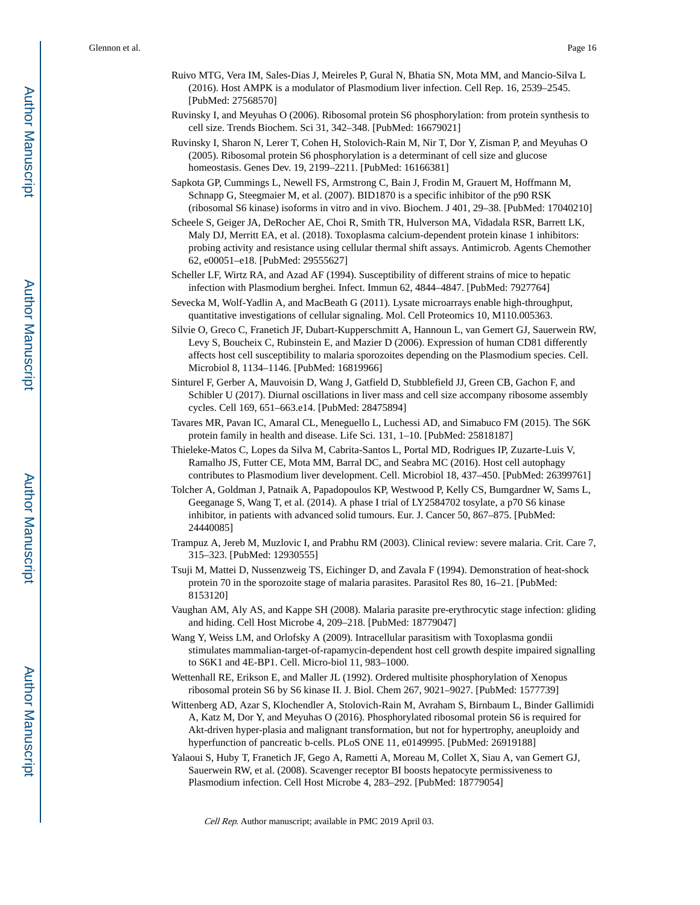Ruivo MTG, Vera IM, Sales-Dias J, Meireles P, Gural N, Bhatia SN, Mota MM, and Mancio-Silva L (2016). Host AMPK is a modulator of Plasmodium liver infection. Cell Rep. 16, 2539–2545. [PubMed: 27568570]

Ruvinsky I, and Meyuhas O (2006). Ribosomal protein S6 phosphorylation: from protein synthesis to cell size. Trends Biochem. Sci 31, 342–348. [PubMed: 16679021]

Ruvinsky I, Sharon N, Lerer T, Cohen H, Stolovich-Rain M, Nir T, Dor Y, Zisman P, and Meyuhas O (2005). Ribosomal protein S6 phosphorylation is a determinant of cell size and glucose homeostasis. Genes Dev. 19, 2199–2211. [PubMed: 16166381]

Sapkota GP, Cummings L, Newell FS, Armstrong C, Bain J, Frodin M, Grauert M, Hoffmann M, Schnapp G, Steegmaier M, et al. (2007). BID1870 is a specific inhibitor of the p90 RSK (ribosomal S6 kinase) isoforms in vitro and in vivo. Biochem. J 401, 29–38. [PubMed: 17040210]

Scheele S, Geiger JA, DeRocher AE, Choi R, Smith TR, Hulverson MA, Vidadala RSR, Barrett LK, Maly DJ, Merritt EA, et al. (2018). Toxoplasma calcium-dependent protein kinase 1 inhibitors: probing activity and resistance using cellular thermal shift assays. Antimicrob. Agents Chemother 62, e00051–e18. [PubMed: 29555627]

Scheller LF, Wirtz RA, and Azad AF (1994). Susceptibility of different strains of mice to hepatic infection with Plasmodium berghei. Infect. Immun 62, 4844–4847. [PubMed: 7927764]

Sevecka M, Wolf-Yadlin A, and MacBeath G (2011). Lysate microarrays enable high-throughput, quantitative investigations of cellular signaling. Mol. Cell Proteomics 10, M110.005363.

Silvie O, Greco C, Franetich JF, Dubart-Kupperschmitt A, Hannoun L, van Gemert GJ, Sauerwein RW, Levy S, Boucheix C, Rubinstein E, and Mazier D (2006). Expression of human CD81 differently affects host cell susceptibility to malaria sporozoites depending on the Plasmodium species. Cell. Microbiol 8, 1134–1146. [PubMed: 16819966]

Sinturel F, Gerber A, Mauvoisin D, Wang J, Gatfield D, Stubblefield JJ, Green CB, Gachon F, and Schibler U (2017). Diurnal oscillations in liver mass and cell size accompany ribosome assembly cycles. Cell 169, 651–663.e14. [PubMed: 28475894]

Tavares MR, Pavan IC, Amaral CL, Meneguello L, Luchessi AD, and Simabuco FM (2015). The S6K protein family in health and disease. Life Sci. 131, 1–10. [PubMed: 25818187]

Thieleke-Matos C, Lopes da Silva M, Cabrita-Santos L, Portal MD, Rodrigues IP, Zuzarte-Luis V, Ramalho JS, Futter CE, Mota MM, Barral DC, and Seabra MC (2016). Host cell autophagy contributes to Plasmodium liver development. Cell. Microbiol 18, 437–450. [PubMed: 26399761]

Tolcher A, Goldman J, Patnaik A, Papadopoulos KP, Westwood P, Kelly CS, Bumgardner W, Sams L, Geeganage S, Wang T, et al. (2014). A phase I trial of LY2584702 tosylate, a p70 S6 kinase inhibitor, in patients with advanced solid tumours. Eur. J. Cancer 50, 867–875. [PubMed: 24440085]

Trampuz A, Jereb M, Muzlovic I, and Prabhu RM (2003). Clinical review: severe malaria. Crit. Care 7, 315–323. [PubMed: 12930555]

Tsuji M, Mattei D, Nussenzweig TS, Eichinger D, and Zavala F (1994). Demonstration of heat-shock protein 70 in the sporozoite stage of malaria parasites. Parasitol Res 80, 16–21. [PubMed: 8153120]

Vaughan AM, Aly AS, and Kappe SH (2008). Malaria parasite pre-erythrocytic stage infection: gliding and hiding. Cell Host Microbe 4, 209–218. [PubMed: 18779047]

Wang Y, Weiss LM, and Orlofsky A (2009). Intracellular parasitism with Toxoplasma gondii stimulates mammalian-target-of-rapamycin-dependent host cell growth despite impaired signalling to S6K1 and 4E-BP1. Cell. Micro-biol 11, 983–1000.

Wettenhall RE, Erikson E, and Maller JL (1992). Ordered multisite phosphorylation of Xenopus ribosomal protein S6 by S6 kinase II. J. Biol. Chem 267, 9021–9027. [PubMed: 1577739]

Wittenberg AD, Azar S, Klochendler A, Stolovich-Rain M, Avraham S, Birnbaum L, Binder Gallimidi A, Katz M, Dor Y, and Meyuhas O (2016). Phosphorylated ribosomal protein S6 is required for Akt-driven hyper-plasia and malignant transformation, but not for hypertrophy, aneuploidy and hyperfunction of pancreatic b-cells. PLoS ONE 11, e0149995. [PubMed: 26919188]

Yalaoui S, Huby T, Franetich JF, Gego A, Rametti A, Moreau M, Collet X, Siau A, van Gemert GJ, Sauerwein RW, et al. (2008). Scavenger receptor BI boosts hepatocyte permissiveness to Plasmodium infection. Cell Host Microbe 4, 283–292. [PubMed: 18779054]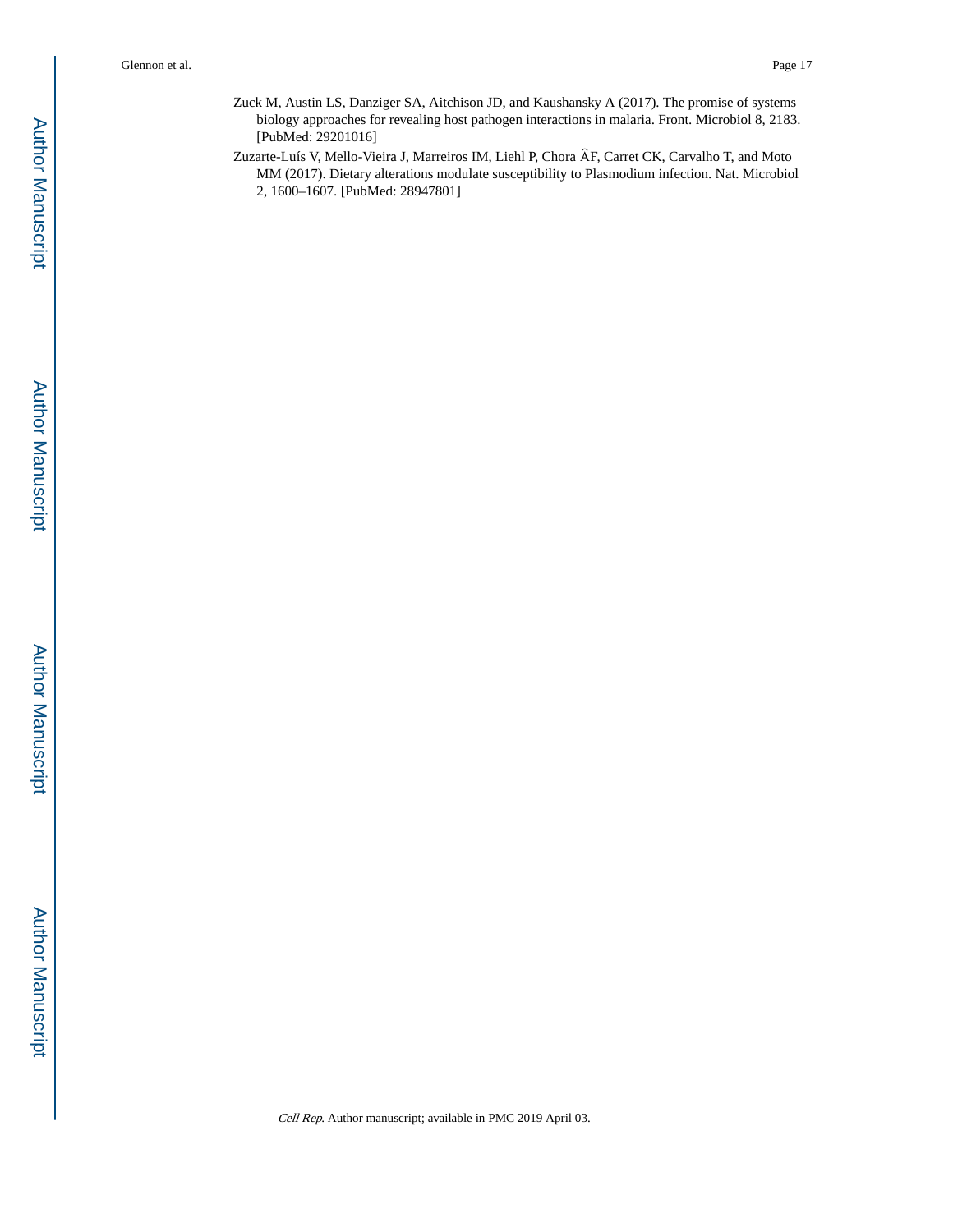Zuck M, Austin LS, Danziger SA, Aitchison JD, and Kaushansky A (2017). The promise of systems biology approaches for revealing host pathogen interactions in malaria. Front. Microbiol 8, 2183. [PubMed: 29201016]

Zuzarte-Luís V, Mello-Vieira J, Marreiros IM, Liehl P, Chora ÂF, Carret CK, Carvalho T, and Moto MM (2017). Dietary alterations modulate susceptibility to Plasmodium infection. Nat. Microbiol 2, 1600–1607. [PubMed: 28947801]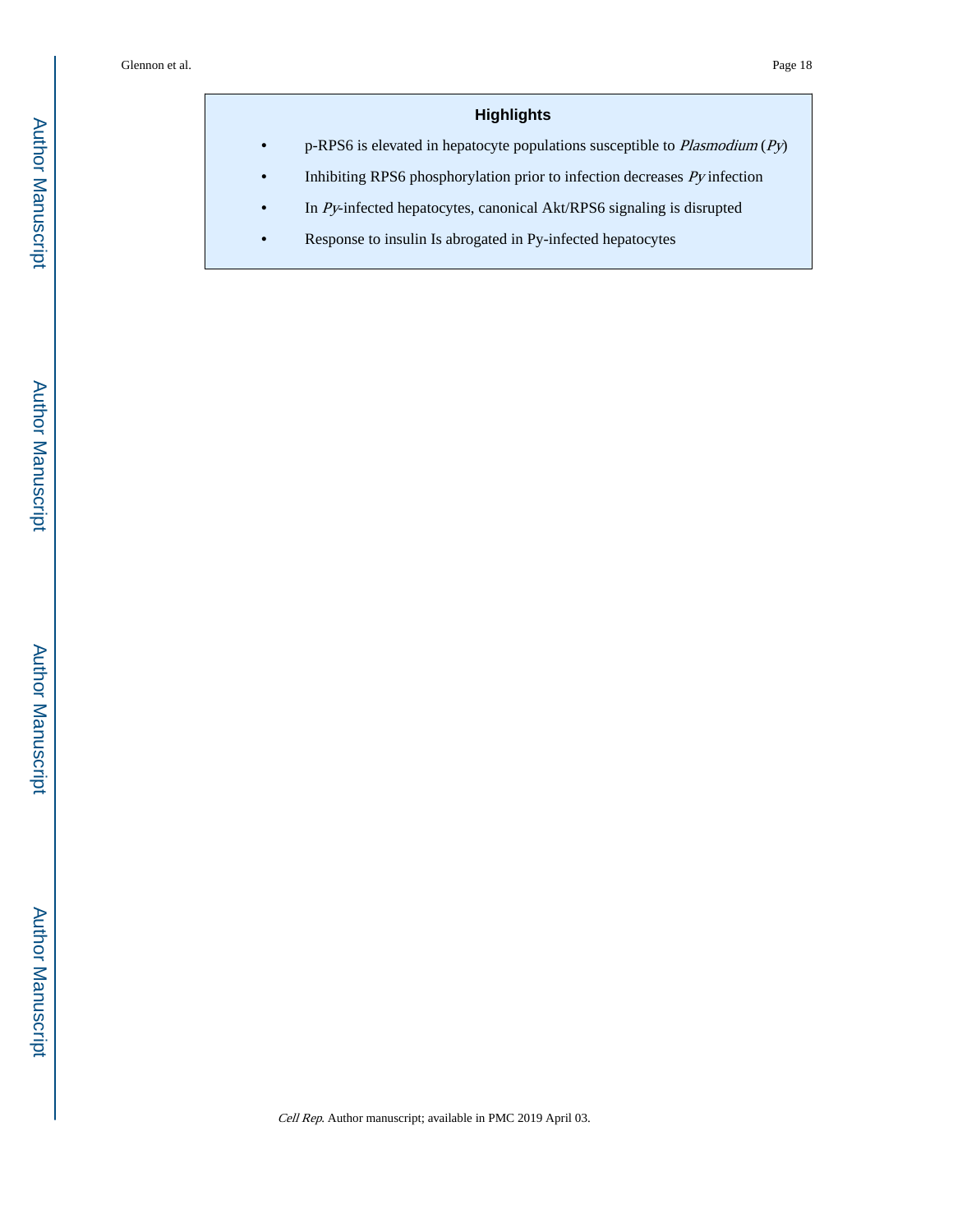## Highlights

- p-RPS6 is elevated in hepatocyte populations susceptible to *Plasmodium* (*Py*)
- Inhibiting RPS6 phosphorylation prior to infection decreases *Py* infection
- In *Py*-infected hepatocytes, canonical Akt/RPS6 signaling is disrupted
- Response to insulin Is abrogated in Py-infected hepatocytes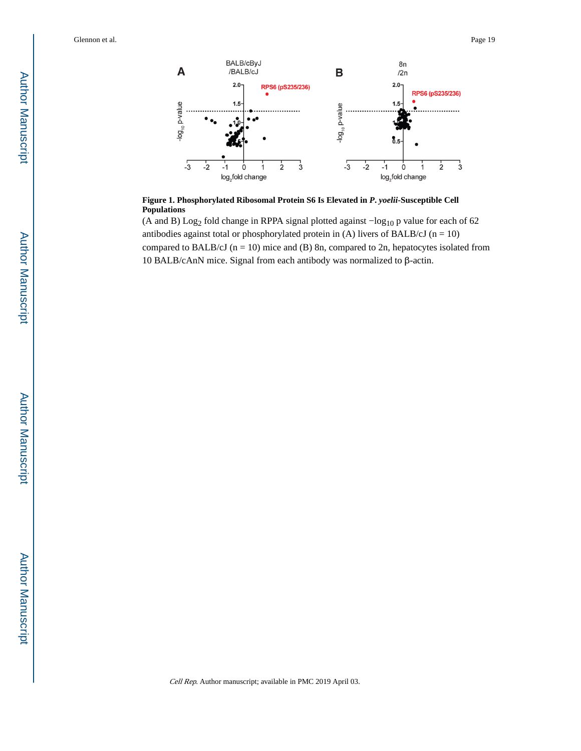**Figure 1. Phosphorylated Ribosomal Protein S6 Is Elevated in *P. yoelii*-Susceptible Cell Populations**

(A and B) $Log_2$ fold change in RPPA signal plotted against $-log_{10}$ p value for each of 62 antibodies against total or phosphorylated protein in (A) livers of BALB/cJ (n = 10) compared to BALB/cJ (n = 10) mice and (B) 8n, compared to 2n, hepatocytes isolated from 10 BALB/cAnN mice. Signal from each antibody was normalized to β-actin.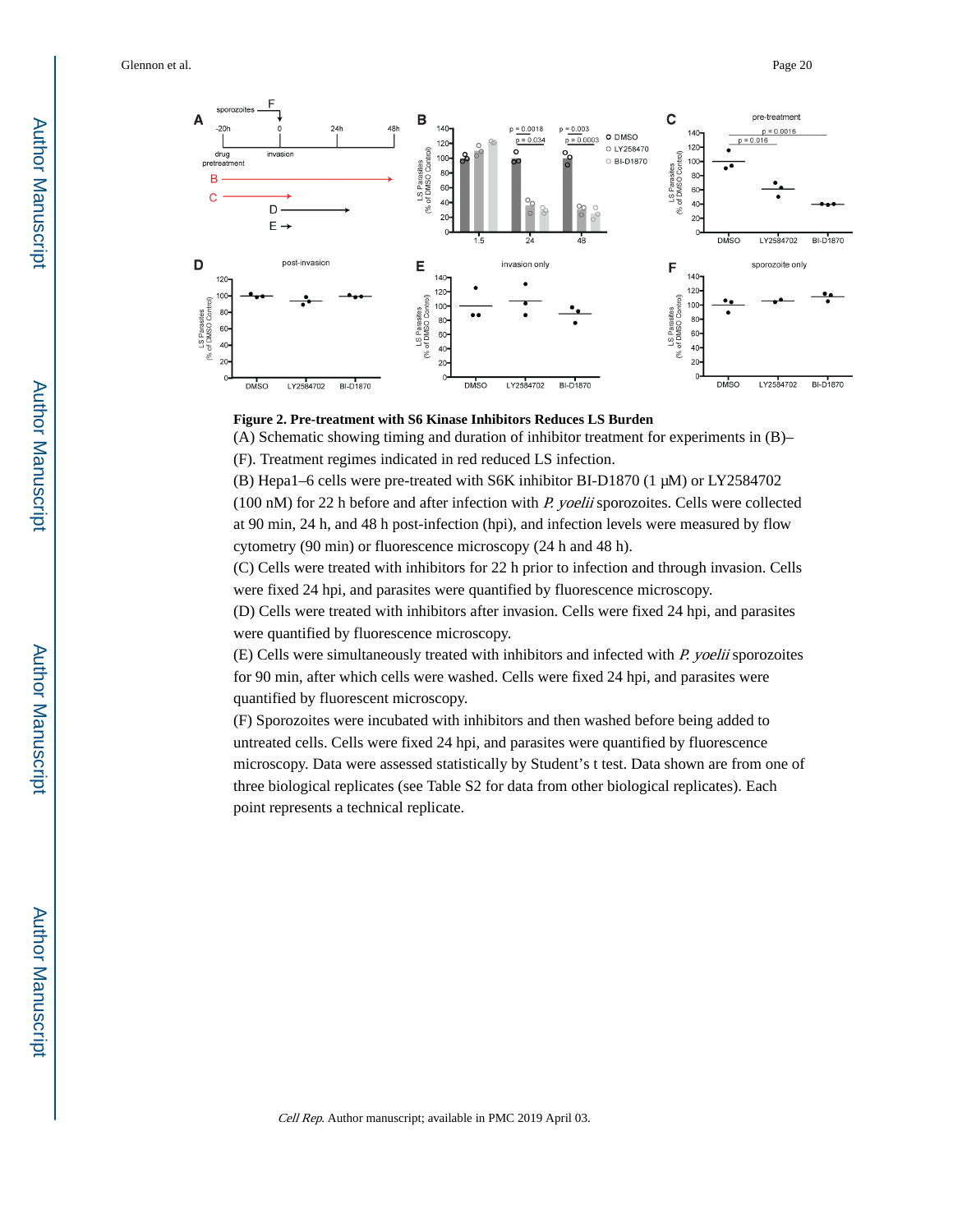**Figure 2. Pre-treatment with S6 Kinase Inhibitors Reduces LS Burden**

(A) Schematic showing timing and duration of inhibitor treatment for experiments in (B)–(F). Treatment regimes indicated in red reduced LS infection.

(B) Hepa1–6 cells were pre-treated with S6K inhibitor BI-D1870 (1 μM) or LY2584702 (100 nM) for 22 h before and after infection with *P. yoelii* sporozoites. Cells were collected at 90 min, 24 h, and 48 h post-infection (hpi), and infection levels were measured by flow cytometry (90 min) or fluorescence microscopy (24 h and 48 h).

(C) Cells were treated with inhibitors for 22 h prior to infection and through invasion. Cells were fixed 24 hpi, and parasites were quantified by fluorescence microscopy.

(D) Cells were treated with inhibitors after invasion. Cells were fixed 24 hpi, and parasites were quantified by fluorescence microscopy.

(E) Cells were simultaneously treated with inhibitors and infected with *P. yoelii* sporozoites for 90 min, after which cells were washed. Cells were fixed 24 hpi, and parasites were quantified by fluorescent microscopy.

(F) Sporozoites were incubated with inhibitors and then washed before being added to untreated cells. Cells were fixed 24 hpi, and parasites were quantified by fluorescence microscopy. Data were assessed statistically by Student's t test. Data shown are from one of three biological replicates (see Table S2 for data from other biological replicates). Each point represents a technical replicate.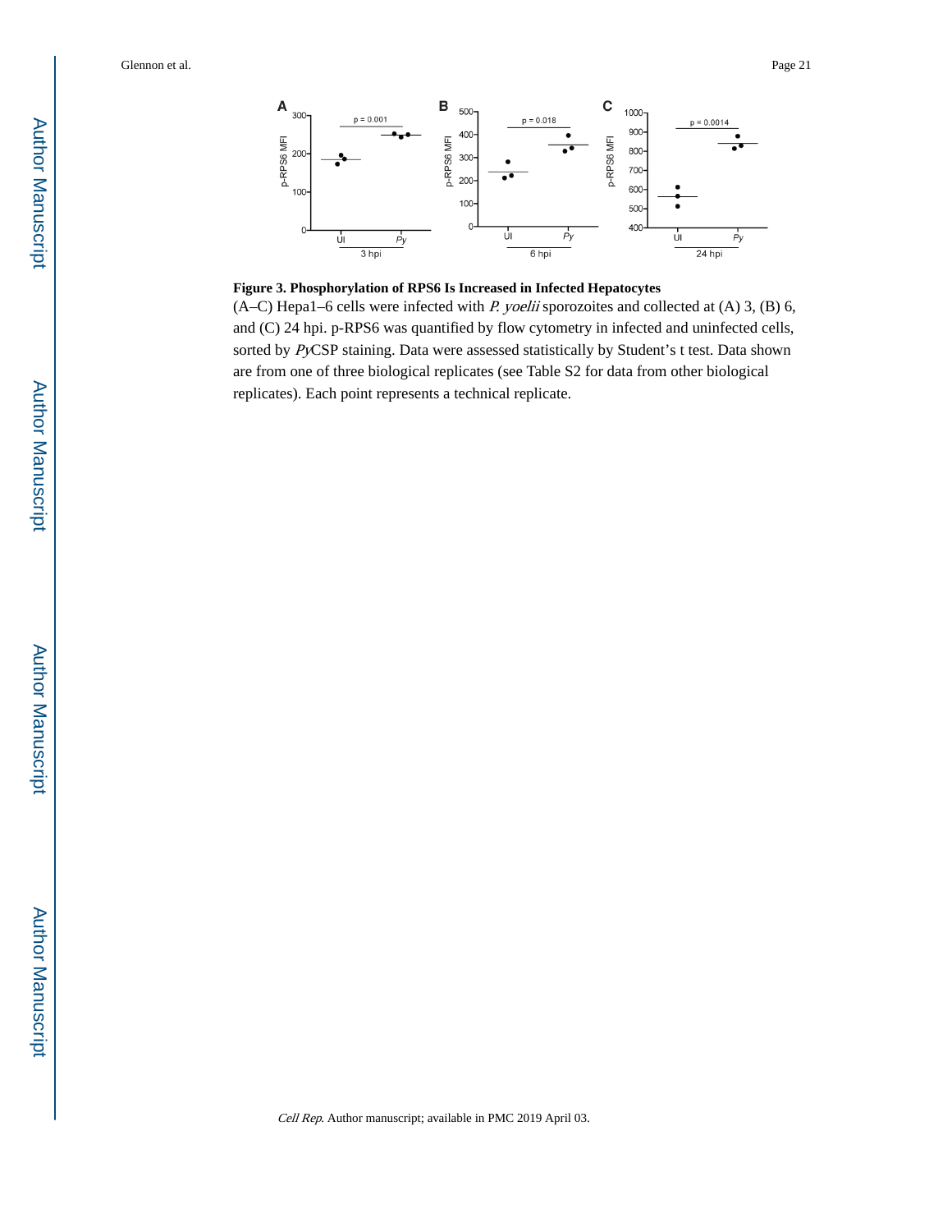**Figure 3. Phosphorylation of RPS6 Is Increased in Infected Hepatocytes**

(A–C) Hepa1–6 cells were infected with *P. yoelii* sporozoites and collected at (A) 3, (B) 6, and (C) 24 hpi. p-RPS6 was quantified by flow cytometry in infected and uninfected cells, sorted by *Py*CSP staining. Data were assessed statistically by Student's t test. Data shown are from one of three biological replicates (see Table S2 for data from other biological replicates). Each point represents a technical replicate.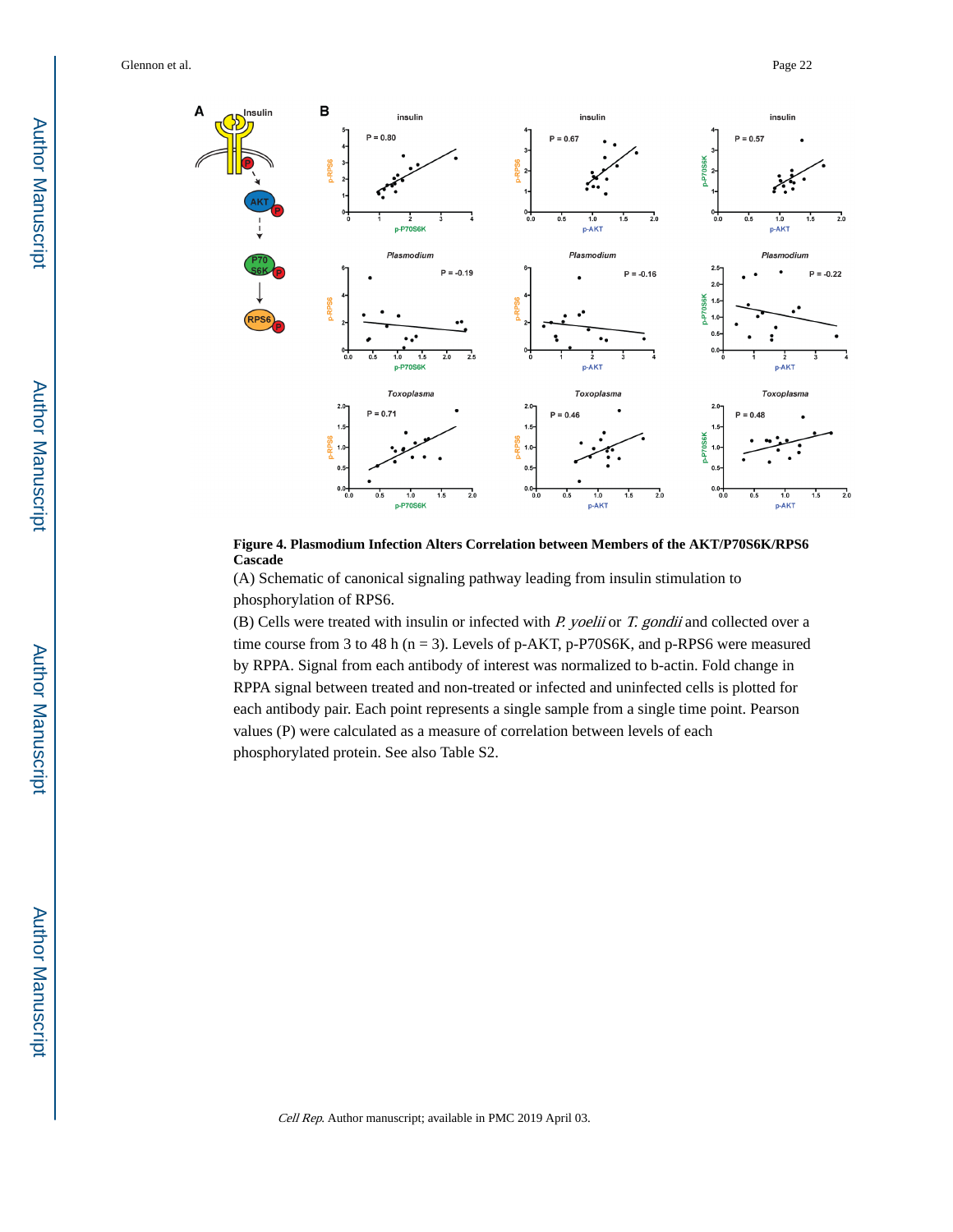**Figure 4. Plasmodium Infection Alters Correlation between Members of the AKT/P70S6K/RPS6 Cascade**

(A) Schematic of canonical signaling pathway leading from insulin stimulation to phosphorylation of RPS6.

(B) Cells were treated with insulin or infected with *P. yoelii* or *T. gondii* and collected over a time course from 3 to 48 h (n = 3). Levels of p-AKT, p-P70S6K, and p-RPS6 were measured by RPPA. Signal from each antibody of interest was normalized to b-actin. Fold change in RPPA signal between treated and non-treated or infected and uninfected cells is plotted for each antibody pair. Each point represents a single sample from a single time point. Pearson values (P) were calculated as a measure of correlation between levels of each phosphorylated protein. See also Table S2.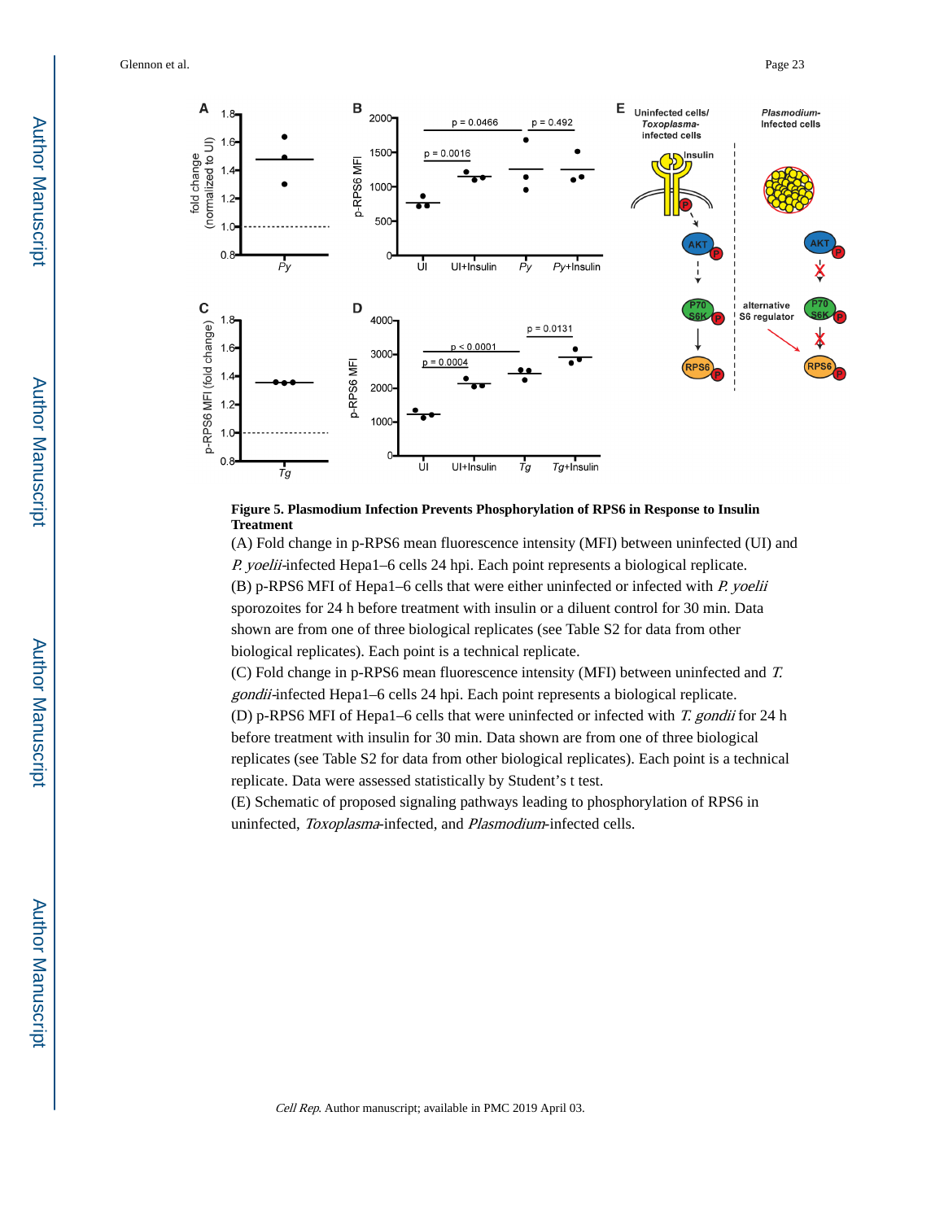**Figure 5. Plasmodium Infection Prevents Phosphorylation of RPS6 in Response to Insulin Treatment**

(A) Fold change in p-RPS6 mean fluorescence intensity (MFI) between uninfected (UI) and *P. yoelii*-infected Hepa1–6 cells 24 hpi. Each point represents a biological replicate.

(B) p-RPS6 MFI of Hepa1–6 cells that were either uninfected or infected with *P. yoelii* sporozoites for 24 h before treatment with insulin or a diluent control for 30 min. Data shown are from one of three biological replicates (see Table S2 for data from other biological replicates). Each point is a technical replicate.

(C) Fold change in p-RPS6 mean fluorescence intensity (MFI) between uninfected and *T. gondii*-infected Hepa1–6 cells 24 hpi. Each point represents a biological replicate.

(D) p-RPS6 MFI of Hepa1–6 cells that were uninfected or infected with *T. gondii* for 24 h before treatment with insulin for 30 min. Data shown are from one of three biological replicates (see Table S2 for data from other biological replicates). Each point is a technical replicate. Data were assessed statistically by Student's t test.

(E) Schematic of proposed signaling pathways leading to phosphorylation of RPS6 in uninfected, *Toxoplasma*-infected, and *Plasmodium*-infected cells.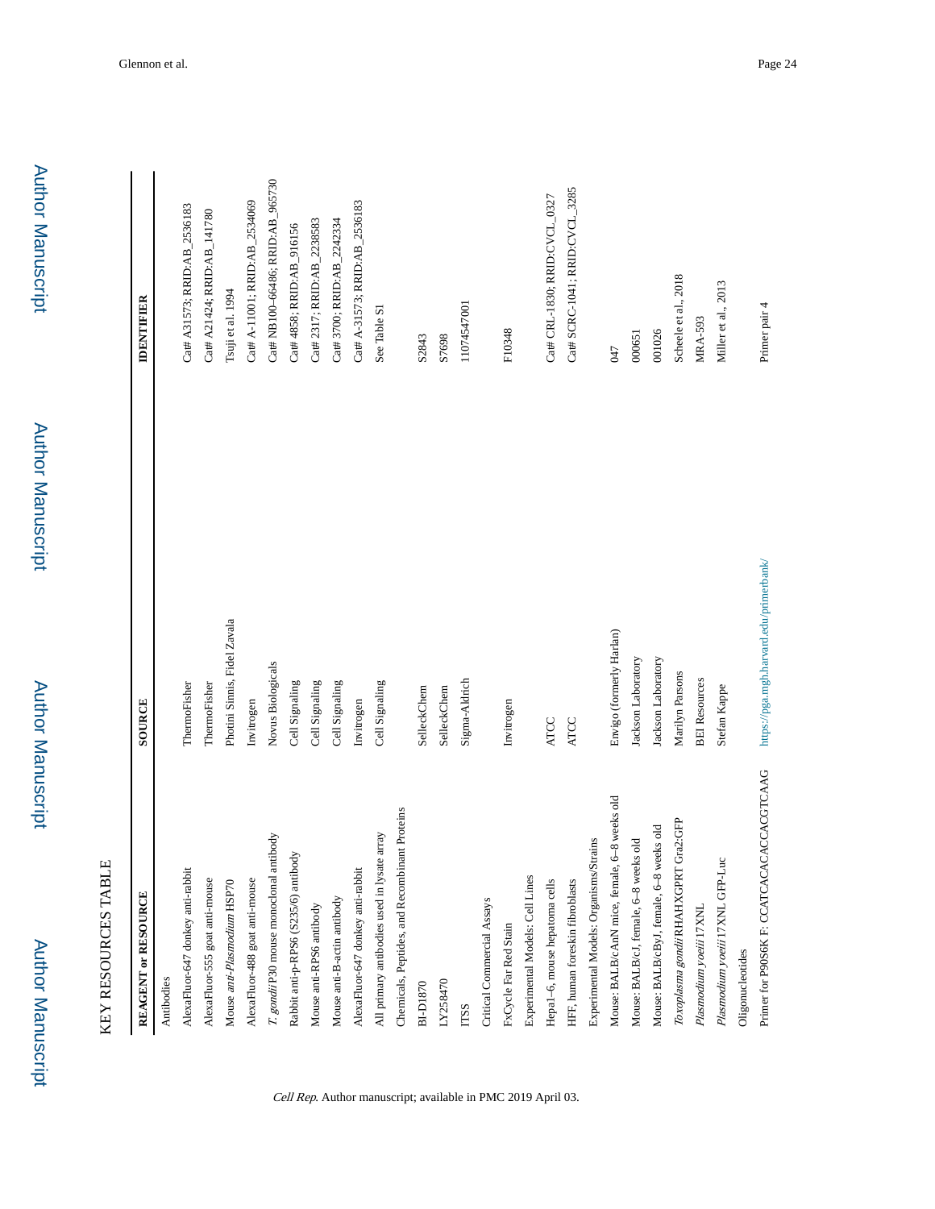## KEY RESOURCES TABLE

| REAGENT or RESOURCE | SOURCE | IDENTIFIER |
|---|---|---|
| Antibodies | | |
| AlexaFluor-647 donkey anti-rabbit | ThermoFisher | Cat# A31573; RRID:AB_2536183 |
| AlexaFluor-555 goat anti-mouse | ThermoFisher | Cat# A21424; RRID:AB_141780 |
| Mouse *anti-Plasmodium* HSP70 | Photini Sinnis, Fidel Zavala | Tsuji et al. 1994 |
| AlexaFluor-488 goat anti-mouse | Invitrogen | Cat# A-11001; RRID:AB_2534069 |
| *T. gondii* P30 mouse monoclonal antibody | Novus Biologicals | Cat# NB100-66486; RRID:AB_965730 |
| Rabbit anti-p-RPS6 (S235/6) antibody | Cell Signaling | Cat# 4858; RRID:AB_916156 |
| Mouse anti-RPS6 antibody | Cell Signaling | Cat# 2317; RRID:AB_2238583 |
| Mouse anti-B-actin antibody | Cell Signaling | Cat# 3700; RRID:AB_2242334 |
| AlexaFluor-647 donkey anti-rabbit | Invitrogen | Cat# A-31573; RRID:AB_2536183 |
| All primary antibodies used in lysate array | Cell Signaling | See Table S1 |
| Chemicals, Peptides, and Recombinant Proteins | | |
| BI-D1870 | SelleckChem | S2843 |
| LY258470 | SelleckChem | S7698 |
| ITSS | Sigma-Aldrich | 11074547001 |
| Critical Commercial Assays | | |
| FxCycle Far Red Stain | Invitrogen | F10348 |
| Experimental Models: Cell Lines | | |
| Hepa1–6, mouse hepatoma cells | ATCC | Cat# CRL-1830; RRID:CVCL_0327 |
| HFF, human foreskin fibroblasts | ATCC | Cat# SCRC-1041; RRID:CVCL_3285 |
| Experimental Models: Organisms/Strains | | |
| Mouse: BALB/cAnN mice, female, 6–8 weeks old | Envigo (formerly Harlan) | 047 |
| Mouse: BALB/cJ, female, 6–8 weeks old | Jackson Laboratory | 000651 |
| Mouse: BALB/cByJ, female, 6–8 weeks old | Jackson Laboratory | 001026 |
| *Toxoplasma gondii* RHΔHXGPRT Gra2:GFP | Marilyn Parsons | Scheele et al., 2018 |
| *Plasmodium yoeii* 17XNL | BEI Resources | MRA-593 |
| *Plasmodium yoeii* 17XNL GFP-Luc | Stefan Kappe | Miller et al., 2013 |
| Oligonucleotides | | |
| Primer for P90S6K F: CCATCACACACCACGTCAAG | https://pga.mgh.harvard.edu/primerbank/ | Primer pair 4 |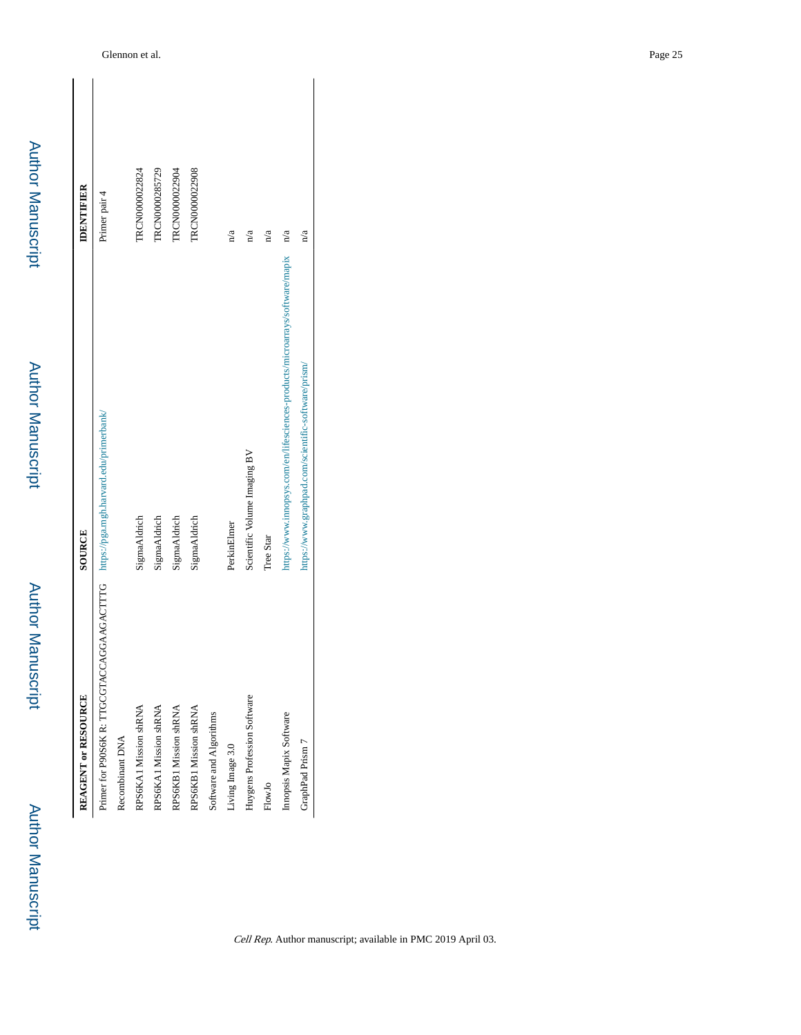| REAGENT or RESOURCE | SOURCE | IDENTIFIER |
| --- | --- | --- |
| Primer for P90S6K R: TTGCGTACCAGGAAGACTTTG | https://pga.mgh.harvard.edu/primerbank/ | Primer pair 4 |
| Recombinant DNA | | |
| RPS6KA1 Mission shRNA | SigmaAldrich | TRCN0000022824 |
| RPS6KA1 Mission shRNA | SigmaAldrich | TRCN0000285729 |
| RPS6KB1 Mission shRNA | SigmaAldrich | TRCN0000022904 |
| RPS6KB1 Mission shRNA | SigmaAldrich | TRCN0000022908 |
| Software and Algorithms | | |
| Living Image 3.0 | PerkinElmer | n/a |
| Huygens Profession Software | Scientific Volume Imaging BV | n/a |
| FlowJo | Tree Star | n/a |
| Innopsis Mapix Software | https://www.innopsys.com/en/lifesciences-products/microarrays/software/mapix | n/a |
| GraphPad Prism 7 | https://www.graphpad.com/scientific-software/prism/ | n/a |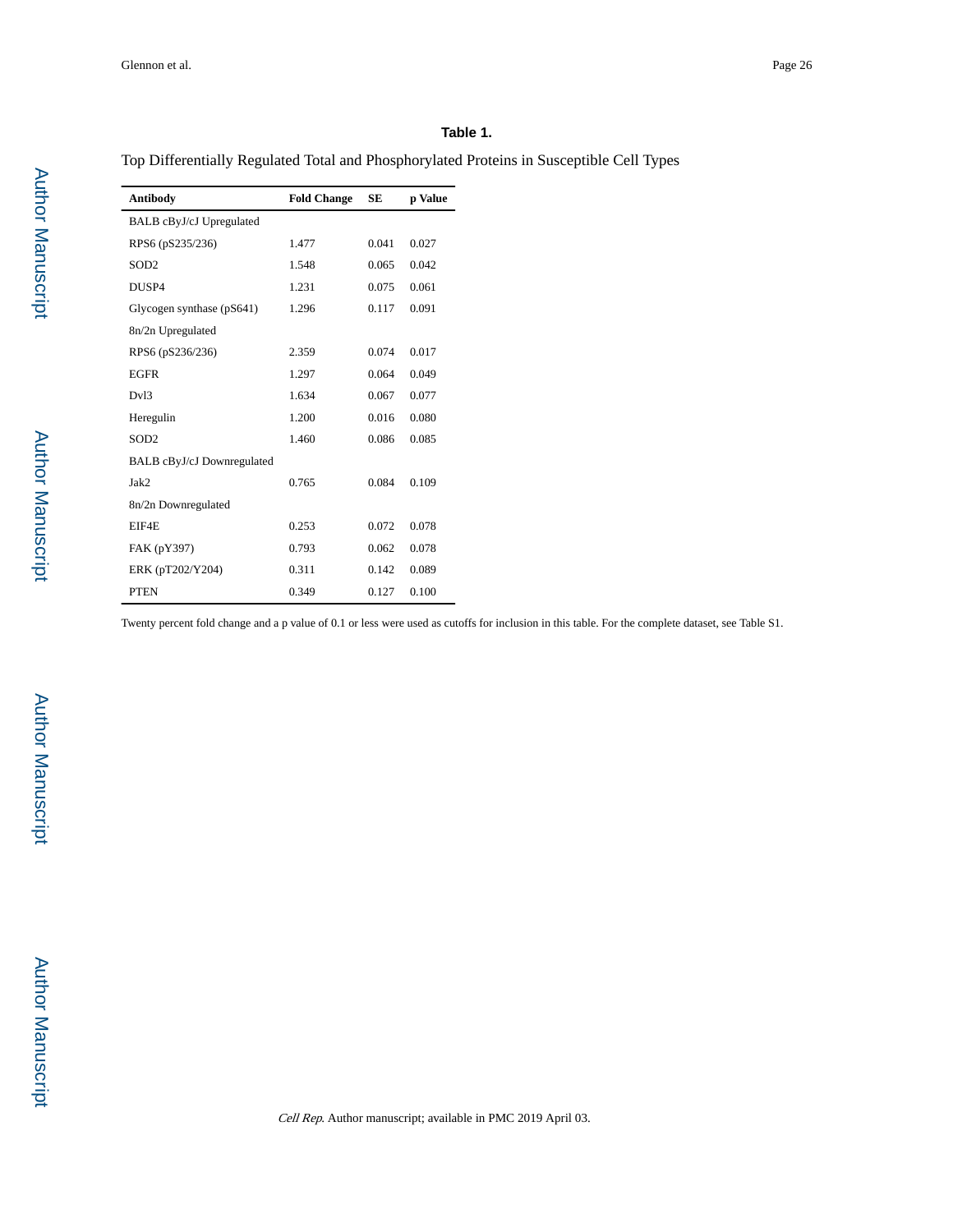**Table 1.**

Top Differentially Regulated Total and Phosphorylated Proteins in Susceptible Cell Types

| Antibody | Fold Change | SE | p Value |
|---|---|---|---|
| BALB cByJ/cJ Upregulated | | | |
| RPS6 (pS235/236) | 1.477 | 0.041 | 0.027 |
| SOD2 | 1.548 | 0.065 | 0.042 |
| DUSP4 | 1.231 | 0.075 | 0.061 |
| Glycogen synthase (pS641) | 1.296 | 0.117 | 0.091 |
| 8n/2n Upregulated | | | |
| RPS6 (pS236/236) | 2.359 | 0.074 | 0.017 |
| EGFR | 1.297 | 0.064 | 0.049 |
| Dvl3 | 1.634 | 0.067 | 0.077 |
| Heregulin | 1.200 | 0.016 | 0.080 |
| SOD2 | 1.460 | 0.086 | 0.085 |
| BALB cByJ/cJ Downregulated | | | |
| Jak2 | 0.765 | 0.084 | 0.109 |
| 8n/2n Downregulated | | | |
| EIF4E | 0.253 | 0.072 | 0.078 |
| FAK (pY397) | 0.793 | 0.062 | 0.078 |
| ERK (pT202/Y204) | 0.311 | 0.142 | 0.089 |
| PTEN | 0.349 | 0.127 | 0.100 |

Twenty percent fold change and a p value of 0.1 or less were used as cutoffs for inclusion in this table. For the complete dataset, see Table S1.